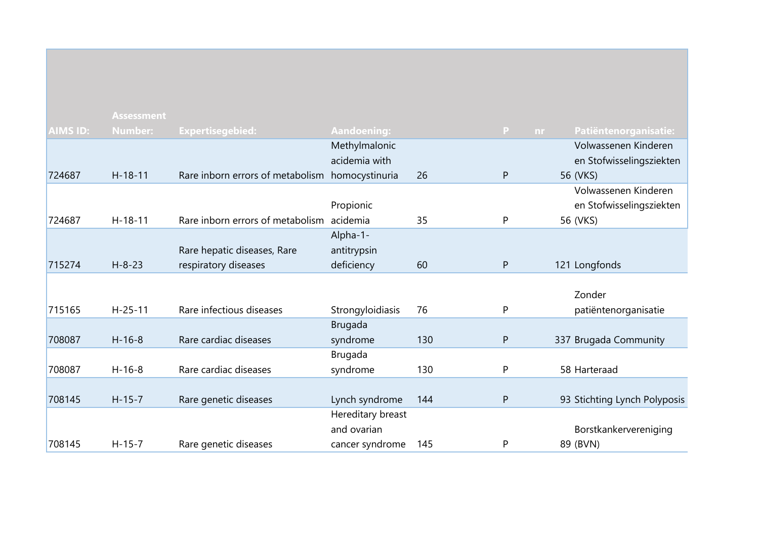| AIMS ID: | Assessment Number: | Expertisegebied: | Aandoening: | | P | nr | Patiëntenorganisatie: |
|---|---|---|---|---|---|---|---|
| 724687 | H-18-11 | Rare inborn errors of metabolism | Methylmalonic acidemia with homocystinuria | 26 | P | 56 | Volwassenen Kinderen en Stofwisselingsziekten (VKS) |
| 724687 | H-18-11 | Rare inborn errors of metabolism | Propionic acidemia | 35 | P | 56 | Volwassenen Kinderen en Stofwisselingsziekten (VKS) |
| 715274 | H-8-23 | Rare hepatic diseases, Rare respiratory diseases | Alpha-1-antitrypsin deficiency | 60 | P | 121 | Longfonds |
| 715165 | H-25-11 | Rare infectious diseases | Strongyloidiasis | 76 | P | | Zonder patiëntenorganisatie |
| 708087 | H-16-8 | Rare cardiac diseases | Brugada syndrome | 130 | P | 337 | Brugada Community |
| 708087 | H-16-8 | Rare cardiac diseases | Brugada syndrome | 130 | P | 58 | Harteraad |
| 708145 | H-15-7 | Rare genetic diseases | Lynch syndrome | 144 | P | 93 | Stichting Lynch Polyposis |
| 708145 | H-15-7 | Rare genetic diseases | Hereditary breast and ovarian cancer syndrome | 145 | P | 89 | Borstkankervereniging (BVN) |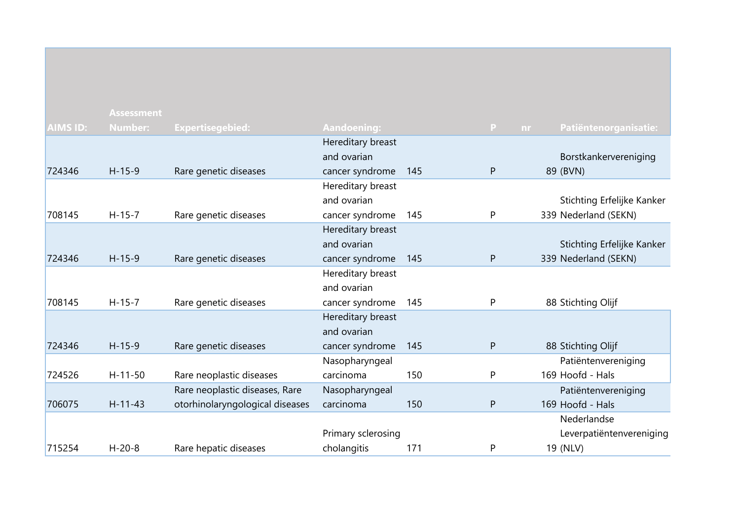| AIMS ID: | Assessment Number: | Expertisegebied: | Aandoening: | | P | nr | Patiëntenorganisatie: |
|---|---|---|---|---|---|---|---|
| 724346 | H-15-9 | Rare genetic diseases | Hereditary breast and ovarian cancer syndrome | 145 | P | 89 | Borstkankervereniging (BVN) |
| 708145 | H-15-7 | Rare genetic diseases | Hereditary breast and ovarian cancer syndrome | 145 | P | 339 | Stichting Erfelijke Kanker Nederland (SEKN) |
| 724346 | H-15-9 | Rare genetic diseases | Hereditary breast and ovarian cancer syndrome | 145 | P | 339 | Stichting Erfelijke Kanker Nederland (SEKN) |
| 708145 | H-15-7 | Rare genetic diseases | Hereditary breast and ovarian cancer syndrome | 145 | P | 88 | Stichting Olijf |
| 724346 | H-15-9 | Rare genetic diseases | Hereditary breast and ovarian cancer syndrome | 145 | P | 88 | Stichting Olijf |
| 724526 | H-11-50 | Rare neoplastic diseases | Nasopharyngeal carcinoma | 150 | P | 169 | Patiëntenvereniging Hoofd - Hals |
| 706075 | H-11-43 | Rare neoplastic diseases, Rare otorhinolaryngological diseases | Nasopharyngeal carcinoma | 150 | P | 169 | Patiëntenvereniging Hoofd - Hals |
| 715254 | H-20-8 | Rare hepatic diseases | Primary sclerosing cholangitis | 171 | P | 19 | Nederlandse Leverpatiëntenvereniging (NLV) |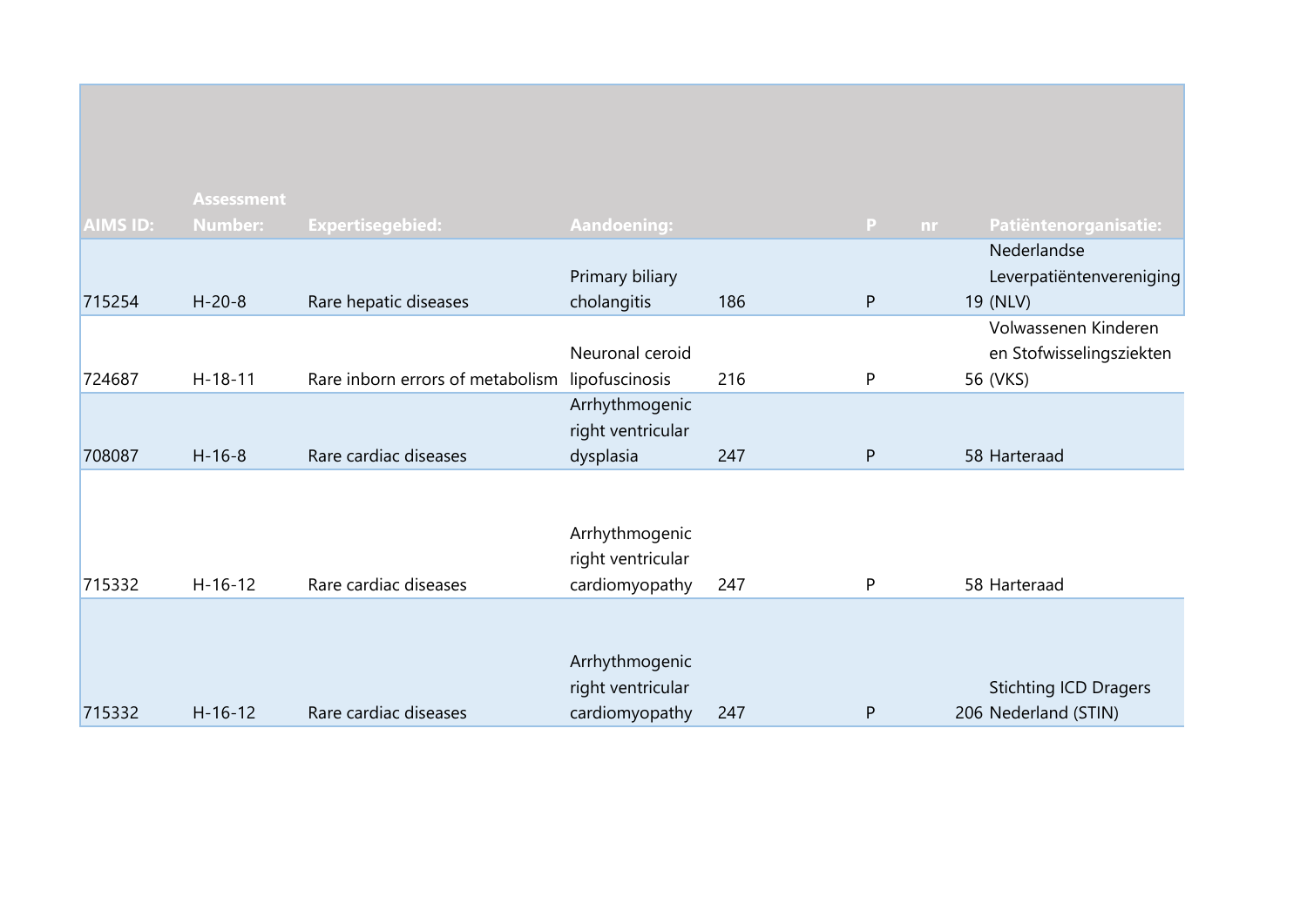| AIMS ID: | Assessment Number: | Expertisegebied: | Aandoening: | | P | nr | Patiëntenorganisatie: |
|---|---|---|---|---|---|---|---|
| 715254 | H-20-8 | Rare hepatic diseases | Primary biliary cholangitis | 186 | P | 19 | Nederlandse Leverpatiëntenvereniging (NLV) |
| 724687 | H-18-11 | Rare inborn errors of metabolism | Neuronal ceroid lipofuscinosis | 216 | P | 56 | Volwassenen Kinderen en Stofwisselingsziekten (VKS) |
| 708087 | H-16-8 | Rare cardiac diseases | Arrhythmogenic right ventricular dysplasia | 247 | P | 58 | Harteraad |
| 715332 | H-16-12 | Rare cardiac diseases | Arrhythmogenic right ventricular cardiomyopathy | 247 | P | 58 | Harteraad |
| 715332 | H-16-12 | Rare cardiac diseases | Arrhythmogenic right ventricular cardiomyopathy | 247 | P | 206 | Stichting ICD Dragers Nederland (STIN) |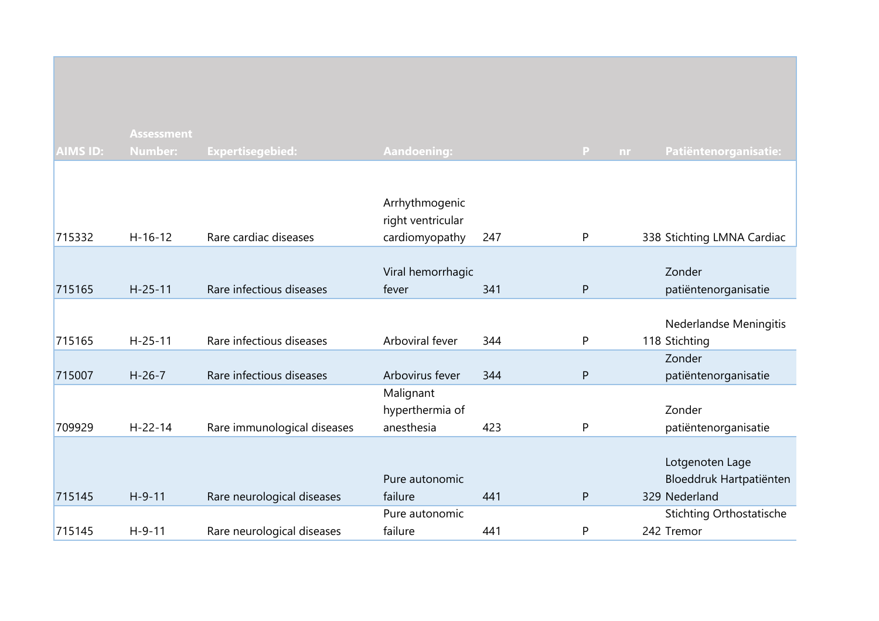| AIMS ID: | Assessment Number: | Expertisegebied: | Aandoening: | | P | nr | Patiëntenorganisatie: |
|---|---|---|---|---|---|---|---|
| 715332 | H-16-12 | Rare cardiac diseases | Arrhythmogenic right ventricular cardiomyopathy | 247 | P | 338 | Stichting LMNA Cardiac |
| 715165 | H-25-11 | Rare infectious diseases | Viral hemorrhagic fever | 341 | P | | Zonder patiëntenorganisatie |
| 715165 | H-25-11 | Rare infectious diseases | Arboviral fever | 344 | P | 118 | Nederlandse Meningitis Stichting |
| 715007 | H-26-7 | Rare infectious diseases | Arbovirus fever | 344 | P | | Zonder patiëntenorganisatie |
| 709929 | H-22-14 | Rare immunological diseases | Malignant hyperthermia of anesthesia | 423 | P | | Zonder patiëntenorganisatie |
| 715145 | H-9-11 | Rare neurological diseases | Pure autonomic failure | 441 | P | 329 | Lotgenoten Lage Bloeddruk Hartpatiënten Nederland |
| 715145 | H-9-11 | Rare neurological diseases | Pure autonomic failure | 441 | P | 242 | Stichting Orthostatische Tremor |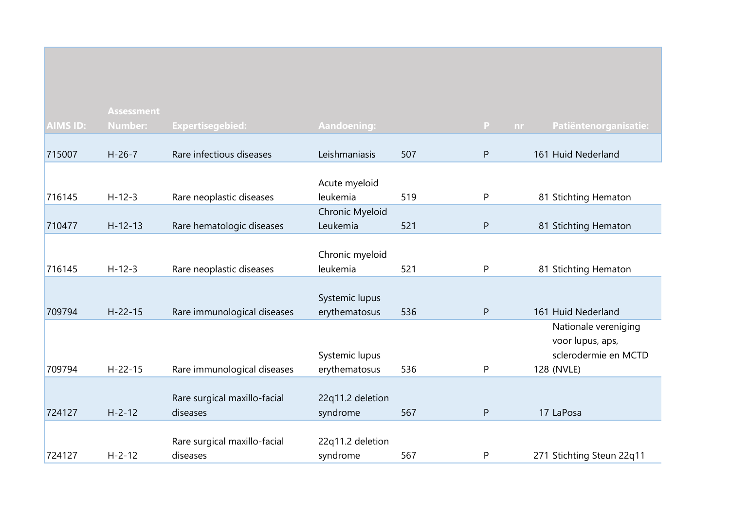| AIMS ID: | Assessment Number: | Expertisegebied: | Aandoening: | | P | nr | Patiëntenorganisatie: |
|---|---|---|---|---|---|---|---|
| 715007 | H-26-7 | Rare infectious diseases | Leishmaniasis | 507 | P | 161 | Huid Nederland |
| 716145 | H-12-3 | Rare neoplastic diseases | Acute myeloid leukemia | 519 | P | 81 | Stichting Hematon |
| 710477 | H-12-13 | Rare hematologic diseases | Chronic Myeloid Leukemia | 521 | P | 81 | Stichting Hematon |
| 716145 | H-12-3 | Rare neoplastic diseases | Chronic myeloid leukemia | 521 | P | 81 | Stichting Hematon |
| 709794 | H-22-15 | Rare immunological diseases | Systemic lupus erythematosus | 536 | P | 161 | Huid Nederland |
| 709794 | H-22-15 | Rare immunological diseases | Systemic lupus erythematosus | 536 | P | 128 | Nationale vereniging voor lupus, aps, sclerodermie en MCTD (NVLE) |
| 724127 | H-2-12 | Rare surgical maxillo-facial diseases | 22q11.2 deletion syndrome | 567 | P | 17 | LaPosa |
| 724127 | H-2-12 | Rare surgical maxillo-facial diseases | 22q11.2 deletion syndrome | 567 | P | 271 | Stichting Steun 22q11 |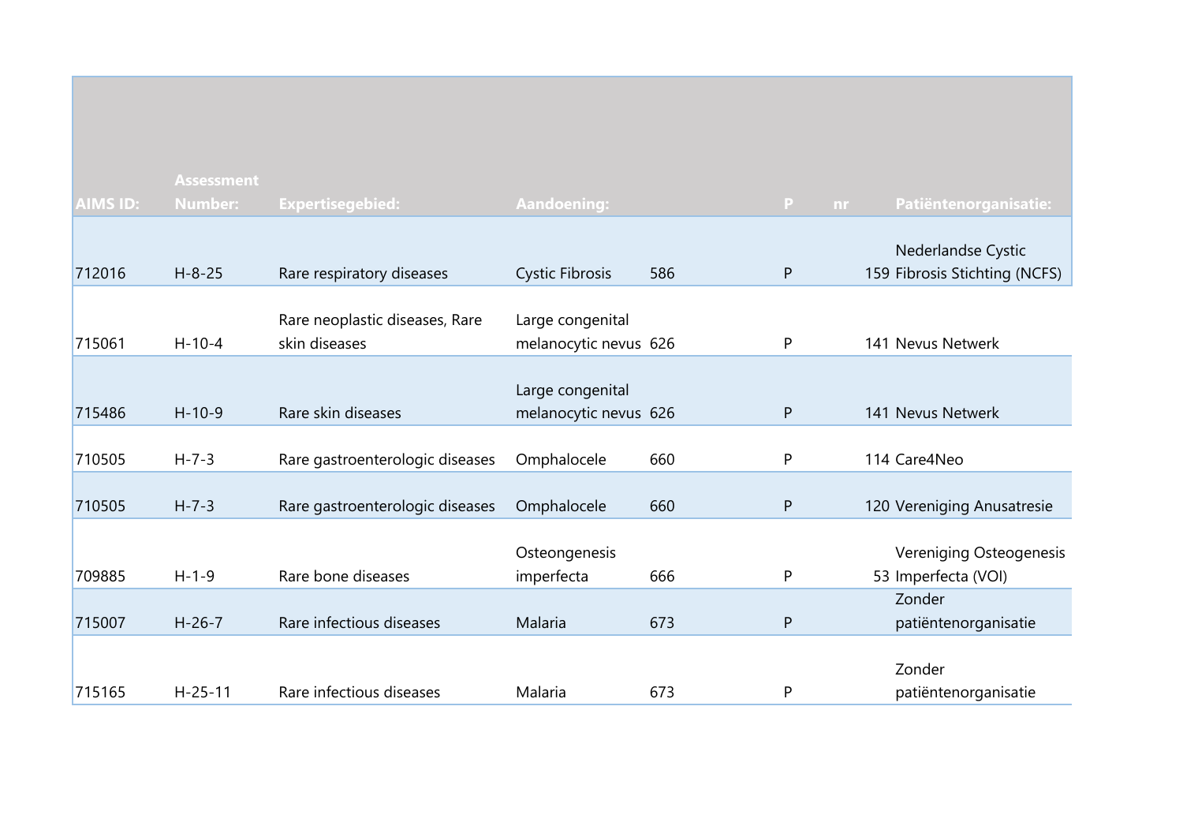| AIMS ID: | Assessment Number: | Expertisegebied: | Aandoening: | | P | nr | Patiëntenorganisatie: |
|---|---|---|---|---|---|---|---|
| 712016 | H-8-25 | Rare respiratory diseases | Cystic Fibrosis | 586 | P | 159 | Nederlandse Cystic Fibrosis Stichting (NCFS) |
| 715061 | H-10-4 | Rare neoplastic diseases, Rare skin diseases | Large congenital melanocytic nevus | 626 | P | 141 | Nevus Netwerk |
| 715486 | H-10-9 | Rare skin diseases | Large congenital melanocytic nevus | 626 | P | 141 | Nevus Netwerk |
| 710505 | H-7-3 | Rare gastroenterologic diseases | Omphalocele | 660 | P | 114 | Care4Neo |
| 710505 | H-7-3 | Rare gastroenterologic diseases | Omphalocele | 660 | P | 120 | Vereniging Anusatresie |
| 709885 | H-1-9 | Rare bone diseases | Osteongenesis imperfecta | 666 | P | 53 | Vereniging Osteogenesis Imperfecta (VOI) |
| 715007 | H-26-7 | Rare infectious diseases | Malaria | 673 | P | | Zonder patiëntenorganisatie |
| 715165 | H-25-11 | Rare infectious diseases | Malaria | 673 | P | | Zonder patiëntenorganisatie |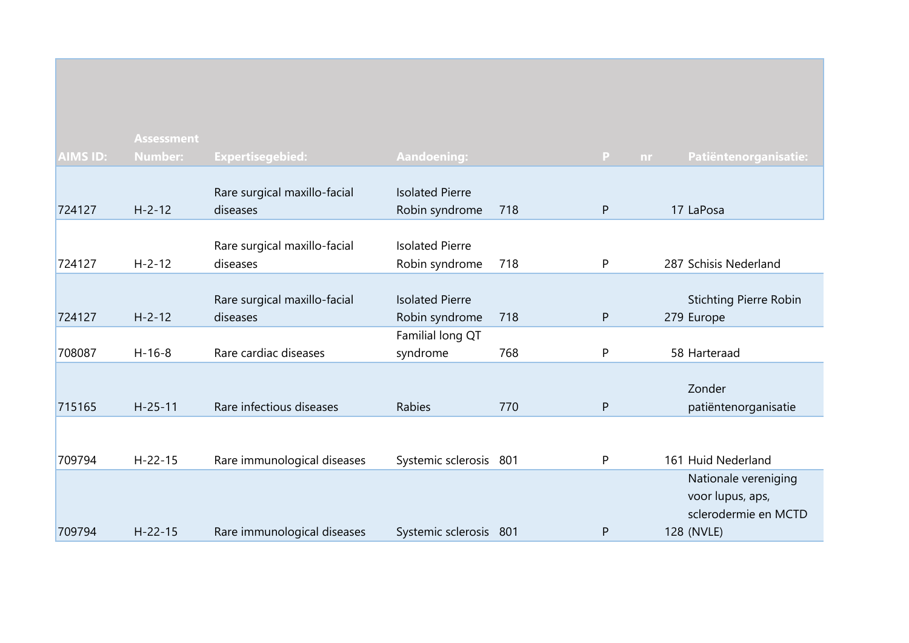| AIMS ID: | Assessment Number: | Expertisegebied: | Aandoening: | | P | nr | Patiëntenorganisatie: |
|---|---|---|---|---|---|---|---|
| 724127 | H-2-12 | Rare surgical maxillo-facial diseases | Isolated Pierre Robin syndrome | 718 | P | 17 | LaPosa |
| 724127 | H-2-12 | Rare surgical maxillo-facial diseases | Isolated Pierre Robin syndrome | 718 | P | 287 | Schisis Nederland |
| 724127 | H-2-12 | Rare surgical maxillo-facial diseases | Isolated Pierre Robin syndrome | 718 | P | 279 | Stichting Pierre Robin Europe |
| 708087 | H-16-8 | Rare cardiac diseases | Familial long QT syndrome | 768 | P | 58 | Harteraad |
| 715165 | H-25-11 | Rare infectious diseases | Rabies | 770 | P | | Zonder patiëntenorganisatie |
| 709794 | H-22-15 | Rare immunological diseases | Systemic sclerosis | 801 | P | 161 | Huid Nederland |
| 709794 | H-22-15 | Rare immunological diseases | Systemic sclerosis | 801 | P | 128 | Nationale vereniging voor lupus, aps, sclerodermie en MCTD (NVLE) |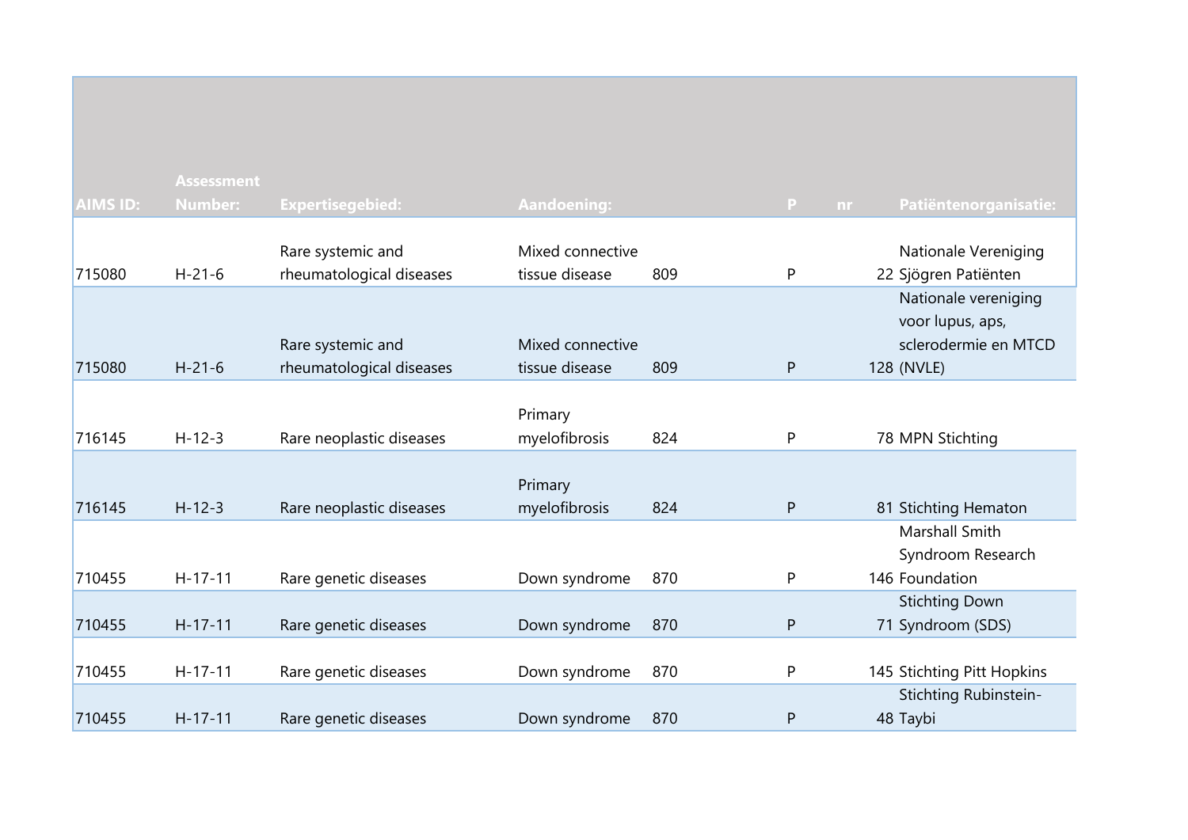| AIMS ID: | Assessment Number: | Expertisegebied: | Aandoening: | | P | nr | Patiëntenorganisatie: |
|---|---|---|---|---|---|---|---|
| 715080 | H-21-6 | Rare systemic and rheumatological diseases | Mixed connective tissue disease | 809 | P | 22 | Nationale Vereniging Sjögren Patiënten |
| 715080 | H-21-6 | Rare systemic and rheumatological diseases | Mixed connective tissue disease | 809 | P | 128 | Nationale vereniging voor lupus, aps, sclerodermie en MTCD (NVLE) |
| 716145 | H-12-3 | Rare neoplastic diseases | Primary myelofibrosis | 824 | P | 78 | MPN Stichting |
| 716145 | H-12-3 | Rare neoplastic diseases | Primary myelofibrosis | 824 | P | 81 | Stichting Hematon |
| 710455 | H-17-11 | Rare genetic diseases | Down syndrome | 870 | P | 146 | Marshall Smith Syndroom Research Foundation |
| 710455 | H-17-11 | Rare genetic diseases | Down syndrome | 870 | P | 71 | Stichting Down Syndroom (SDS) |
| 710455 | H-17-11 | Rare genetic diseases | Down syndrome | 870 | P | 145 | Stichting Pitt Hopkins |
| 710455 | H-17-11 | Rare genetic diseases | Down syndrome | 870 | P | 48 | Stichting Rubinstein-Taybi |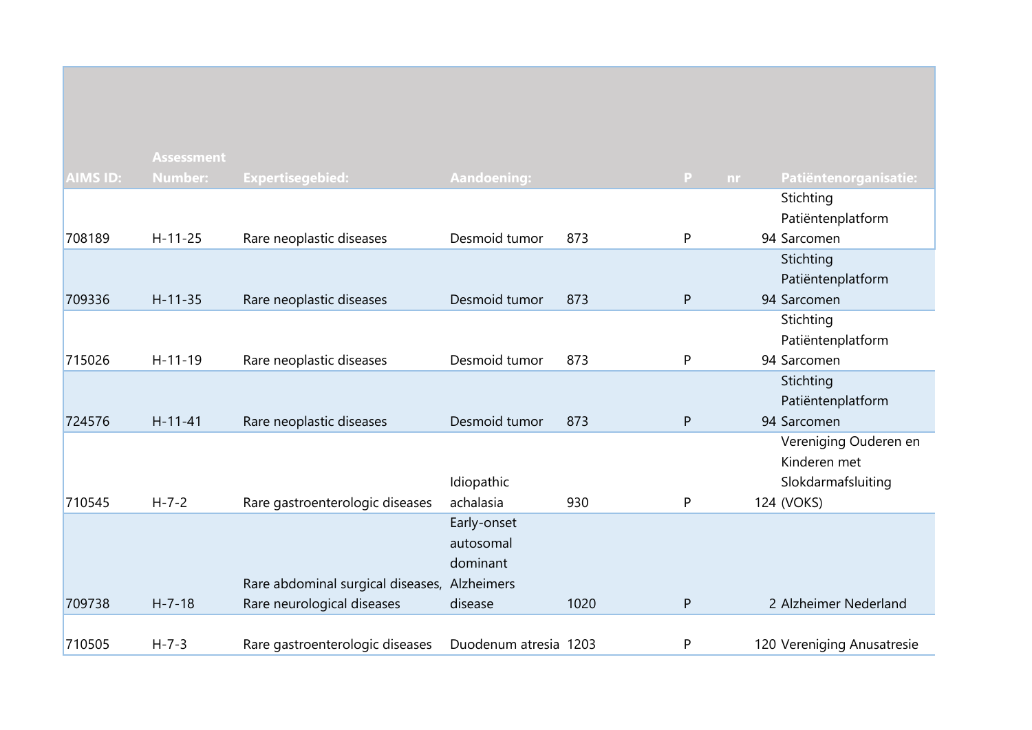| AIMS ID: | Assessment Number: | Expertisegebied: | Aandoening: | | P | nr | Patiëntenorganisatie: |
|---|---|---|---|---|---|---|---|
| 708189 | H-11-25 | Rare neoplastic diseases | Desmoid tumor | 873 | P | 94 | Stichting Patiëntenplatform Sarcomen |
| 709336 | H-11-35 | Rare neoplastic diseases | Desmoid tumor | 873 | P | 94 | Stichting Patiëntenplatform Sarcomen |
| 715026 | H-11-19 | Rare neoplastic diseases | Desmoid tumor | 873 | P | 94 | Stichting Patiëntenplatform Sarcomen |
| 724576 | H-11-41 | Rare neoplastic diseases | Desmoid tumor | 873 | P | 94 | Stichting Patiëntenplatform Sarcomen |
| 710545 | H-7-2 | Rare gastroenterologic diseases | Idiopathic achalasia | 930 | P | 124 | Vereniging Ouderen en Kinderen met Slokdarmafsluiting (VOKS) |
| 709738 | H-7-18 | Rare abdominal surgical diseases, Rare neurological diseases | Early-onset autosomal dominant Alzheimers disease | 1020 | P | 2 | Alzheimer Nederland |
| 710505 | H-7-3 | Rare gastroenterologic diseases | Duodenum atresia | 1203 | P | 120 | Vereniging Anusatresie |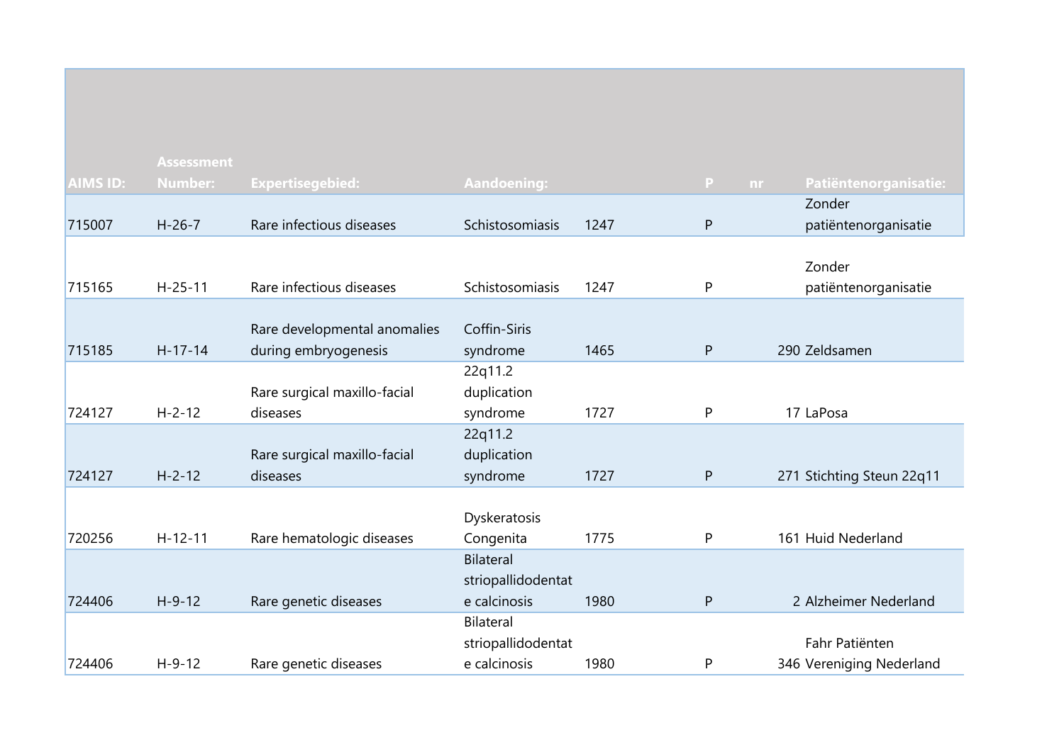| AIMS ID: | Assessment Number: | Expertisegebied: | Aandoening: | | P | nr | Patiëntenorganisatie: |
|---|---|---|---|---|---|---|---|
| 715007 | H-26-7 | Rare infectious diseases | Schistosomiasis | 1247 | P | | Zonder patiëntenorganisatie |
| 715165 | H-25-11 | Rare infectious diseases | Schistosomiasis | 1247 | P | | Zonder patiëntenorganisatie |
| 715185 | H-17-14 | Rare developmental anomalies during embryogenesis | Coffin-Siris syndrome | 1465 | P | 290 | Zeldsamen |
| 724127 | H-2-12 | Rare surgical maxillo-facial diseases | 22q11.2 duplication syndrome | 1727 | P | 17 | LaPosa |
| 724127 | H-2-12 | Rare surgical maxillo-facial diseases | 22q11.2 duplication syndrome | 1727 | P | 271 | Stichting Steun 22q11 |
| 720256 | H-12-11 | Rare hematologic diseases | Dyskeratosis Congenita | 1775 | P | 161 | Huid Nederland |
| 724406 | H-9-12 | Rare genetic diseases | Bilateral striopallidodentate calcinosis | 1980 | P | 2 | Alzheimer Nederland |
| 724406 | H-9-12 | Rare genetic diseases | Bilateral striopallidodentate calcinosis | 1980 | P | 346 | Fahr Patiënten Vereniging Nederland |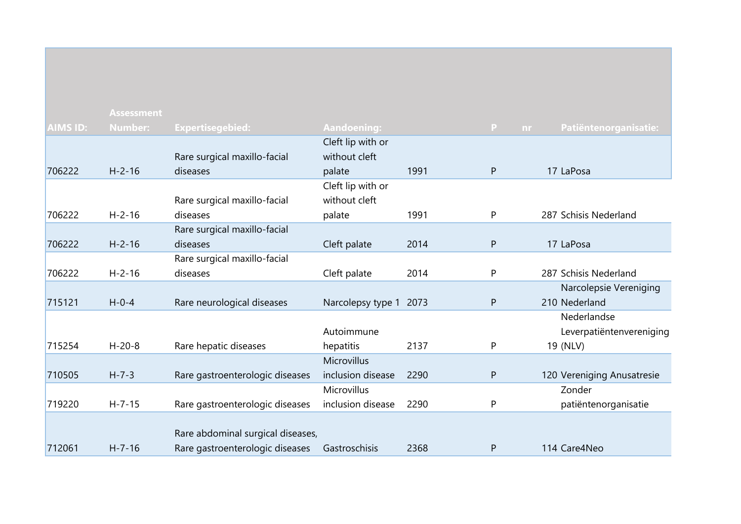| AIMS ID: | Assessment Number: | Expertisegebied: | Aandoening: | | P | nr | Patiëntenorganisatie: |
|---|---|---|---|---|---|---|---|
| 706222 | H-2-16 | Rare surgical maxillo-facial diseases | Cleft lip with or without cleft palate | 1991 | P | 17 | LaPosa |
| 706222 | H-2-16 | Rare surgical maxillo-facial diseases | Cleft lip with or without cleft palate | 1991 | P | 287 | Schisis Nederland |
| 706222 | H-2-16 | Rare surgical maxillo-facial diseases | Cleft palate | 2014 | P | 17 | LaPosa |
| 706222 | H-2-16 | Rare surgical maxillo-facial diseases | Cleft palate | 2014 | P | 287 | Schisis Nederland |
| 715121 | H-0-4 | Rare neurological diseases | Narcolepsy type 1 | 2073 | P | 210 | Narcolepsie Vereniging Nederland |
| 715254 | H-20-8 | Rare hepatic diseases | Autoimmune hepatitis | 2137 | P | 19 | Nederlandse Leverpatiëntenvereniging (NLV) |
| 710505 | H-7-3 | Rare gastroenterologic diseases | Microvillus inclusion disease | 2290 | P | 120 | Vereniging Anusatresie |
| 719220 | H-7-15 | Rare gastroenterologic diseases | Microvillus inclusion disease | 2290 | P | | Zonder patiëntenorganisatie |
| 712061 | H-7-16 | Rare abdominal surgical diseases, Rare gastroenterologic diseases | Gastroschisis | 2368 | P | 114 | Care4Neo |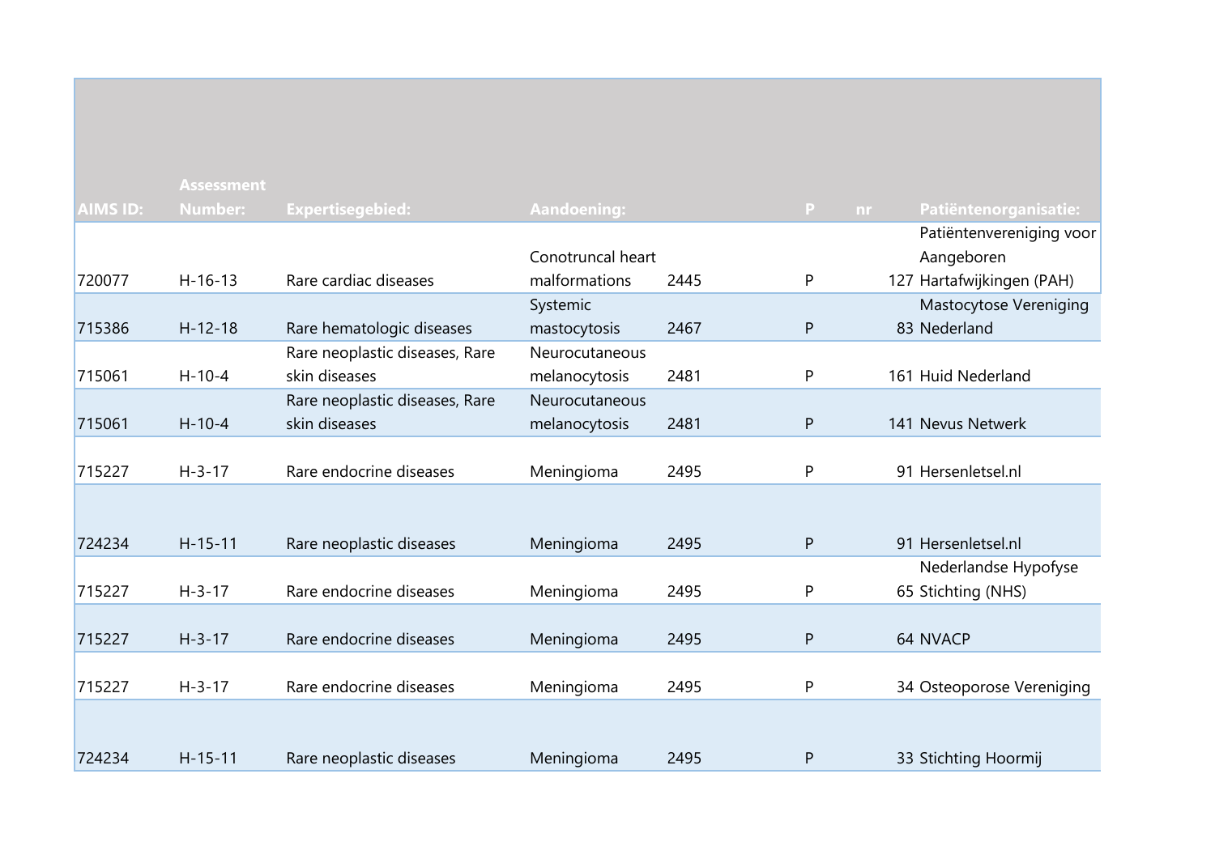| AIMS ID: | Assessment Number: | Expertisegebied: | Aandoening: | | P | nr | Patiëntenorganisatie: |
|---|---|---|---|---|---|---|---|
| 720077 | H-16-13 | Rare cardiac diseases | Conotruncal heart malformations | 2445 | P | 127 | Patiëntenvereniging voor Aangeboren Hartafwijkingen (PAH) |
| 715386 | H-12-18 | Rare hematologic diseases | Systemic mastocytosis | 2467 | P | 83 | Mastocytose Vereniging Nederland |
| 715061 | H-10-4 | Rare neoplastic diseases, Rare skin diseases | Neurocutaneous melanocytosis | 2481 | P | 161 | Huid Nederland |
| 715061 | H-10-4 | Rare neoplastic diseases, Rare skin diseases | Neurocutaneous melanocytosis | 2481 | P | 141 | Nevus Netwerk |
| 715227 | H-3-17 | Rare endocrine diseases | Meningioma | 2495 | P | 91 | Hersenletsel.nl |
| 724234 | H-15-11 | Rare neoplastic diseases | Meningioma | 2495 | P | 91 | Hersenletsel.nl |
| 715227 | H-3-17 | Rare endocrine diseases | Meningioma | 2495 | P | 65 | Nederlandse Hypofyse Stichting (NHS) |
| 715227 | H-3-17 | Rare endocrine diseases | Meningioma | 2495 | P | 64 | NVACP |
| 715227 | H-3-17 | Rare endocrine diseases | Meningioma | 2495 | P | 34 | Osteoporose Vereniging |
| 724234 | H-15-11 | Rare neoplastic diseases | Meningioma | 2495 | P | 33 | Stichting Hoormij |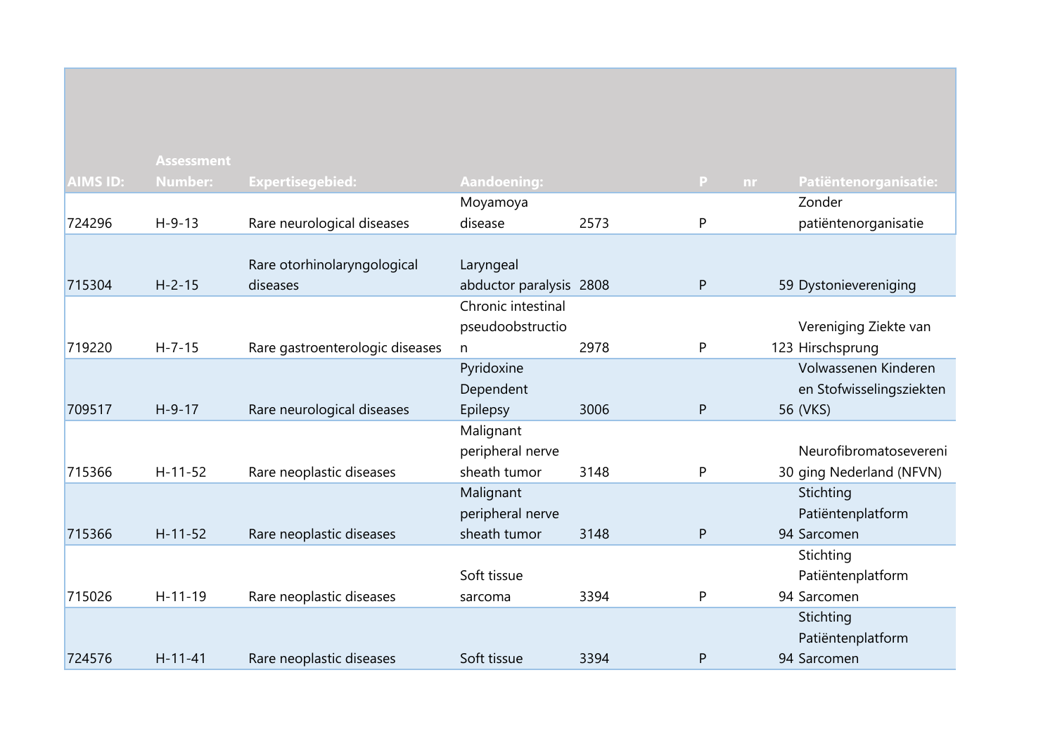| AIMS ID: | Assessment Number: | Expertisegebied: | Aandoening: | | P | nr | Patiëntenorganisatie: |
|---|---|---|---|---|---|---|---|
| 724296 | H-9-13 | Rare neurological diseases | Moyamoya disease | 2573 | P | | Zonder patiëntenorganisatie |
| 715304 | H-2-15 | Rare otorhinolaryngological diseases | Laryngeal abductor paralysis | 2808 | P | 59 | Dystonievereniging |
| 719220 | H-7-15 | Rare gastroenterologic diseases | Chronic intestinal pseudoobstruction | 2978 | P | 123 | Vereniging Ziekte van Hirschsprung |
| 709517 | H-9-17 | Rare neurological diseases | Pyridoxine Dependent Epilepsy | 3006 | P | 56 | Volwassenen Kinderen en Stofwisselingsziekten (VKS) |
| 715366 | H-11-52 | Rare neoplastic diseases | Malignant peripheral nerve sheath tumor | 3148 | P | 30 | Neurofibromatosevereniging Nederland (NFVN) |
| 715366 | H-11-52 | Rare neoplastic diseases | Malignant peripheral nerve sheath tumor | 3148 | P | 94 | Stichting Patiëntenplatform Sarcomen |
| 715026 | H-11-19 | Rare neoplastic diseases | Soft tissue sarcoma | 3394 | P | 94 | Stichting Patiëntenplatform Sarcomen |
| 724576 | H-11-41 | Rare neoplastic diseases | Soft tissue | 3394 | P | 94 | Stichting Patiëntenplatform Sarcomen |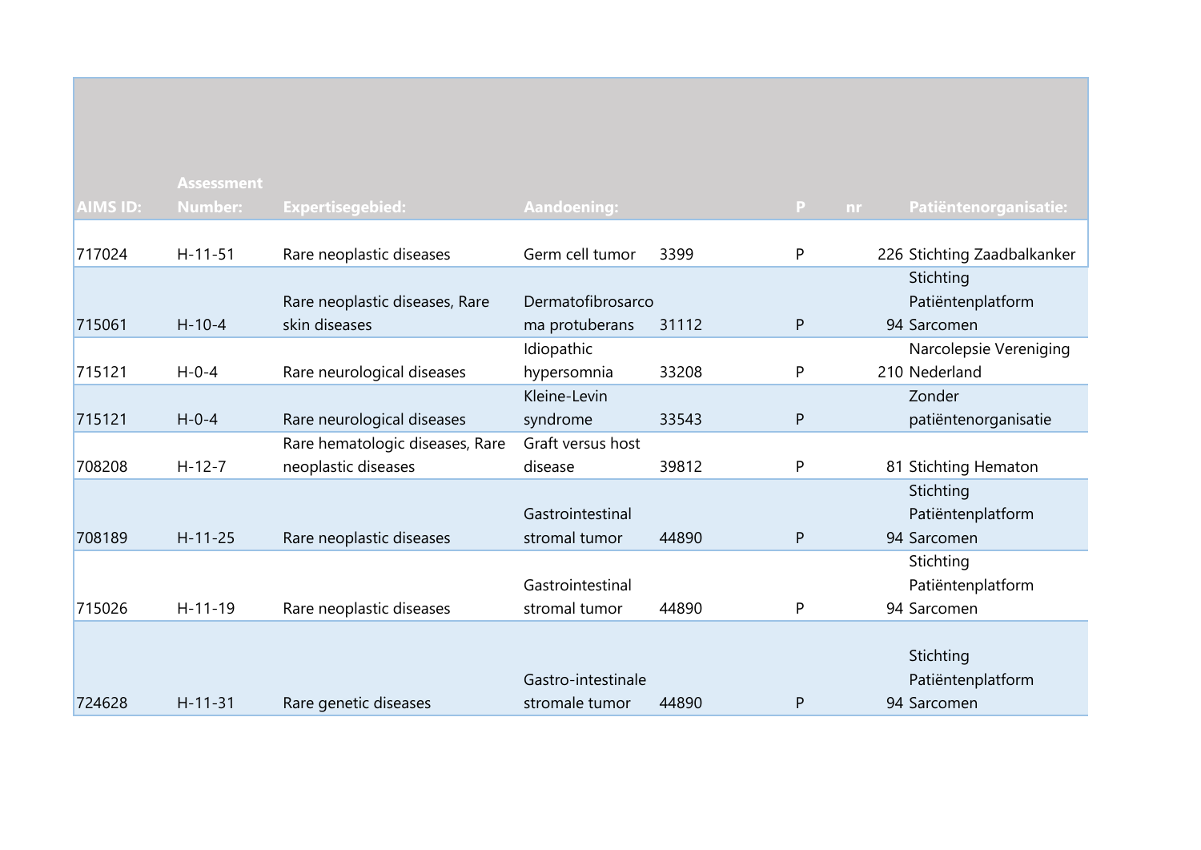| AIMS ID: | Assessment Number: | Expertisegebied: | Aandoening: | | P | nr | Patiëntenorganisatie: |
|---|---|---|---|---|---|---|---|
| 717024 | H-11-51 | Rare neoplastic diseases | Germ cell tumor | 3399 | P | 226 | Stichting Zaadbalkanker |
| 715061 | H-10-4 | Rare neoplastic diseases, Rare skin diseases | Dermatofibrosarcoma protuberans | 31112 | P | 94 | Stichting Patiëntenplatform Sarcomen |
| 715121 | H-0-4 | Rare neurological diseases | Idiopathic hypersomnia | 33208 | P | 210 | Narcolepsie Vereniging Nederland |
| 715121 | H-0-4 | Rare neurological diseases | Kleine-Levin syndrome | 33543 | P | | Zonder patiëntenorganisatie |
| 708208 | H-12-7 | Rare hematologic diseases, Rare neoplastic diseases | Graft versus host disease | 39812 | P | 81 | Stichting Hematon |
| 708189 | H-11-25 | Rare neoplastic diseases | Gastrointestinal stromal tumor | 44890 | P | 94 | Stichting Patiëntenplatform Sarcomen |
| 715026 | H-11-19 | Rare neoplastic diseases | Gastrointestinal stromal tumor | 44890 | P | 94 | Stichting Patiëntenplatform Sarcomen |
| 724628 | H-11-31 | Rare genetic diseases | Gastro-intestinale stromale tumor | 44890 | P | 94 | Stichting Patiëntenplatform Sarcomen |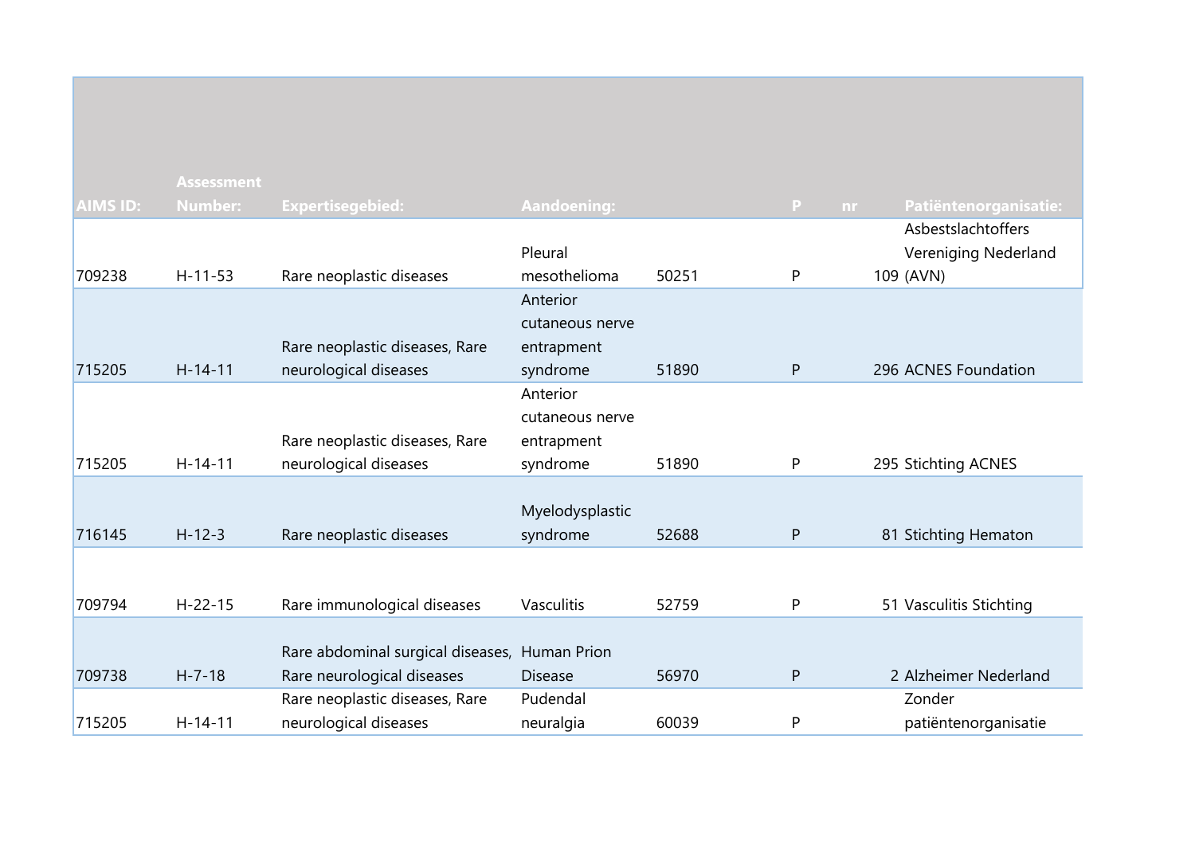| AIMS ID: | Assessment Number: | Expertisegebied: | Aandoening: | | P | nr | Patiëntenorganisatie: |
|---|---|---|---|---|---|---|---|
| 709238 | H-11-53 | Rare neoplastic diseases | Pleural mesothelioma | 50251 | P | 109 | Asbestslachtoffers Vereniging Nederland (AVN) |
| 715205 | H-14-11 | Rare neoplastic diseases, Rare neurological diseases | Anterior cutaneous nerve entrapment syndrome | 51890 | P | 296 | ACNES Foundation |
| 715205 | H-14-11 | Rare neoplastic diseases, Rare neurological diseases | Anterior cutaneous nerve entrapment syndrome | 51890 | P | 295 | Stichting ACNES |
| 716145 | H-12-3 | Rare neoplastic diseases | Myelodysplastic syndrome | 52688 | P | 81 | Stichting Hematon |
| 709794 | H-22-15 | Rare immunological diseases | Vasculitis | 52759 | P | 51 | Vasculitis Stichting |
| 709738 | H-7-18 | Rare abdominal surgical diseases, Rare neurological diseases | Human Prion Disease | 56970 | P | 2 | Alzheimer Nederland |
| 715205 | H-14-11 | Rare neoplastic diseases, Rare neurological diseases | Pudendal neuralgia | 60039 | P | | Zonder patiëntenorganisatie |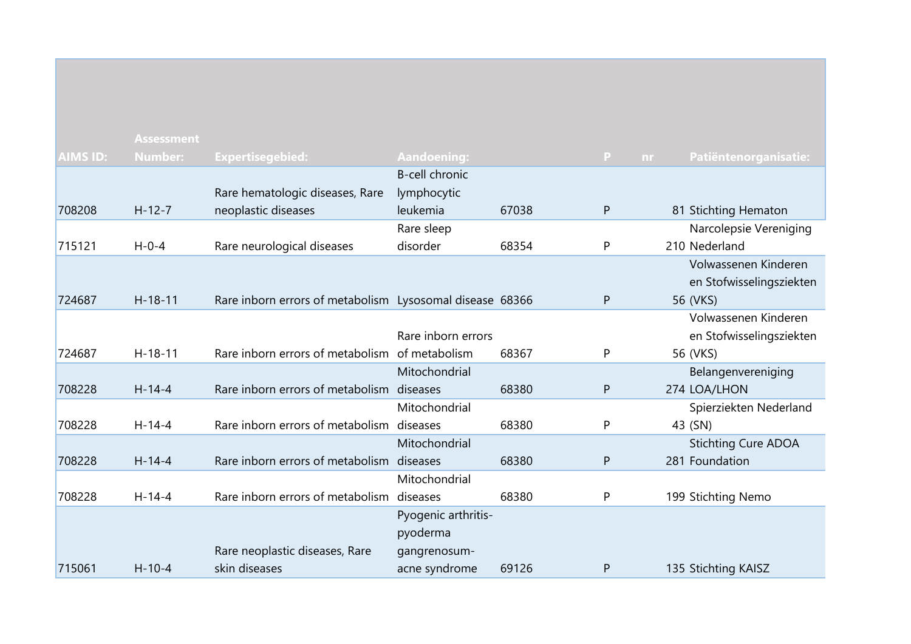| AIMS ID: | Assessment Number: | Expertisegebied: | Aandoening: | | P | nr | Patiëntenorganisatie: |
|---|---|---|---|---|---|---|---|
| 708208 | H-12-7 | Rare hematologic diseases, Rare neoplastic diseases | B-cell chronic lymphocytic leukemia | 67038 | P | 81 | Stichting Hematon |
| 715121 | H-0-4 | Rare neurological diseases | Rare sleep disorder | 68354 | P | 210 | Narcolepsie Vereniging Nederland |
| 724687 | H-18-11 | Rare inborn errors of metabolism | Lysosomal disease | 68366 | P | 56 | Volwassenen Kinderen en Stofwisselingsziekten (VKS) |
| 724687 | H-18-11 | Rare inborn errors of metabolism | Rare inborn errors of metabolism | 68367 | P | 56 | Volwassenen Kinderen en Stofwisselingsziekten (VKS) |
| 708228 | H-14-4 | Rare inborn errors of metabolism | Mitochondrial diseases | 68380 | P | 274 | Belangenvereniging LOA/LHON |
| 708228 | H-14-4 | Rare inborn errors of metabolism | Mitochondrial diseases | 68380 | P | 43 | Spierziekten Nederland (SN) |
| 708228 | H-14-4 | Rare inborn errors of metabolism | Mitochondrial diseases | 68380 | P | 281 | Stichting Cure ADOA Foundation |
| 708228 | H-14-4 | Rare inborn errors of metabolism | Mitochondrial diseases | 68380 | P | 199 | Stichting Nemo |
| 715061 | H-10-4 | Rare neoplastic diseases, Rare skin diseases | Pyogenic arthritis-pyoderma gangrenosum-acne syndrome | 69126 | P | 135 | Stichting KAISZ |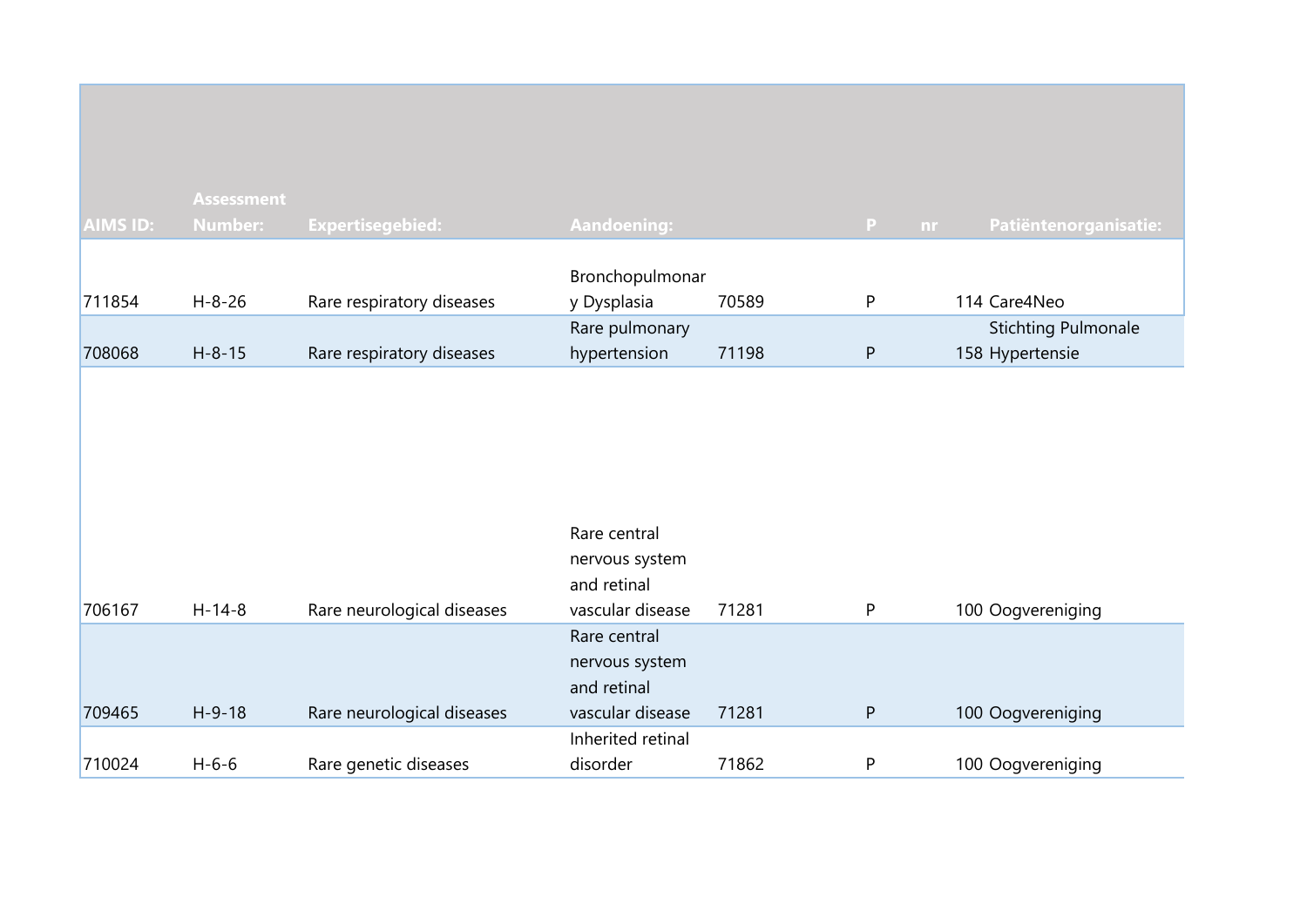| AIMS ID: | Assessment Number: | Expertisegebied: | Aandoening: | | P | nr | Patiëntenorganisatie: |
|---|---|---|---|---|---|---|---|
| 711854 | H-8-26 | Rare respiratory diseases | Bronchopulmonary Dysplasia | 70589 | P | 114 | Care4Neo |
| 708068 | H-8-15 | Rare respiratory diseases | Rare pulmonary hypertension | 71198 | P | 158 | Stichting Pulmonale Hypertensie |
| 706167 | H-14-8 | Rare neurological diseases | Rare central nervous system and retinal vascular disease | 71281 | P | 100 | Oogvereniging |
| 709465 | H-9-18 | Rare neurological diseases | Rare central nervous system and retinal vascular disease | 71281 | P | 100 | Oogvereniging |
| 710024 | H-6-6 | Rare genetic diseases | Inherited retinal disorder | 71862 | P | 100 | Oogvereniging |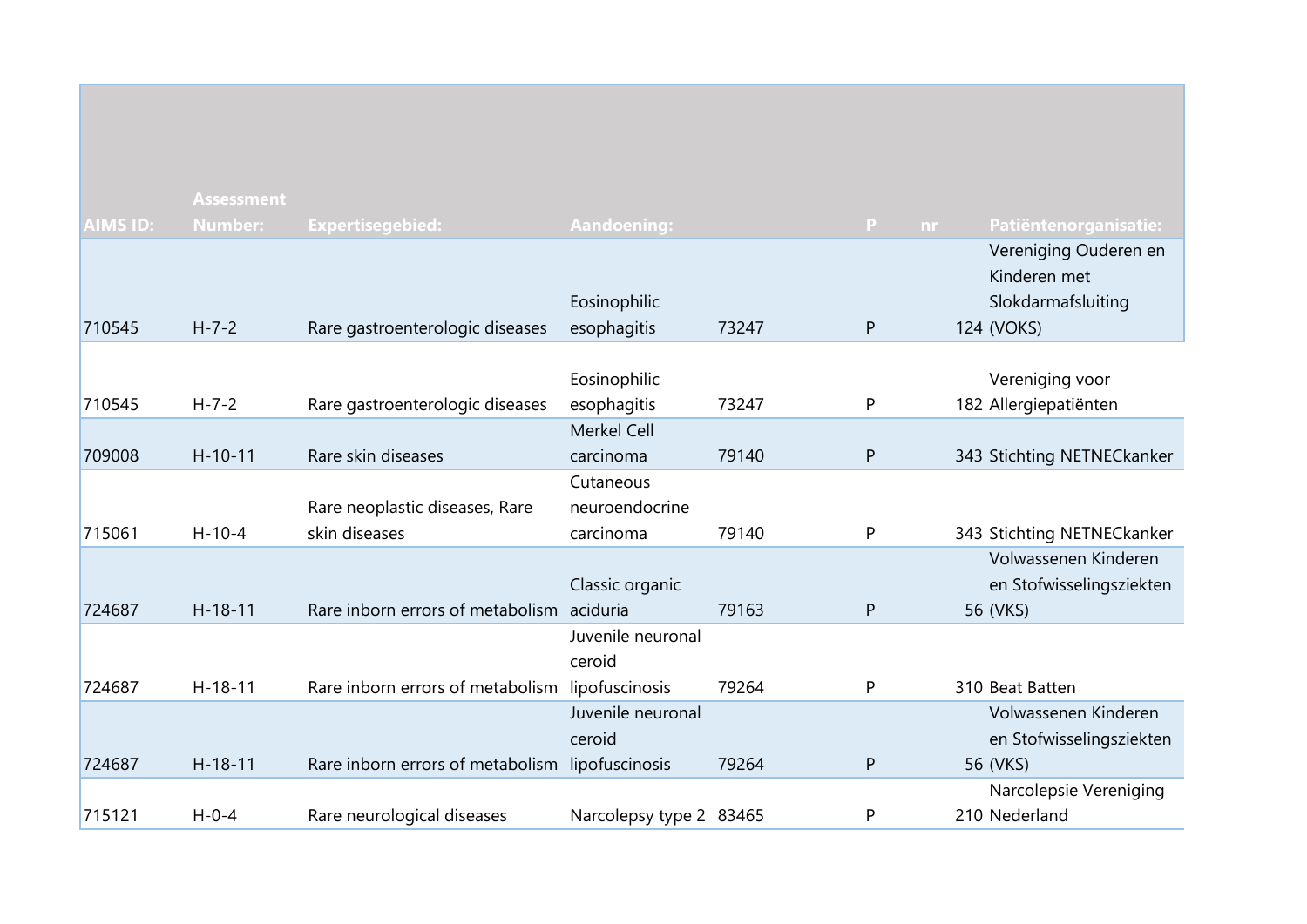| AIMS ID: | Assessment Number: | Expertisegebied: | Aandoening: | | P | nr | Patiëntenorganisatie: |
|---|---|---|---|---|---|---|---|
| 710545 | H-7-2 | Rare gastroenterologic diseases | Eosinophilic esophagitis | 73247 | P | 124 | Vereniging Ouderen en Kinderen met Slokdarmafsluiting (VOKS) |
| 710545 | H-7-2 | Rare gastroenterologic diseases | Eosinophilic esophagitis | 73247 | P | 182 | Vereniging voor Allergiepatiënten |
| 709008 | H-10-11 | Rare skin diseases | Merkel Cell carcinoma | 79140 | P | 343 | Stichting NETNECkanker |
| 715061 | H-10-4 | Rare neoplastic diseases, Rare skin diseases | Cutaneous neuroendocrine carcinoma | 79140 | P | 343 | Stichting NETNECkanker |
| 724687 | H-18-11 | Rare inborn errors of metabolism | Classic organic aciduria | 79163 | P | 56 | Volwassenen Kinderen en Stofwisselingsziekten (VKS) |
| 724687 | H-18-11 | Rare inborn errors of metabolism | Juvenile neuronal ceroid lipofuscinosis | 79264 | P | 310 | Beat Batten |
| 724687 | H-18-11 | Rare inborn errors of metabolism | Juvenile neuronal ceroid lipofuscinosis | 79264 | P | 56 | Volwassenen Kinderen en Stofwisselingsziekten (VKS) |
| 715121 | H-0-4 | Rare neurological diseases | Narcolepsy type 2 | 83465 | P | 210 | Narcolepsie Vereniging Nederland |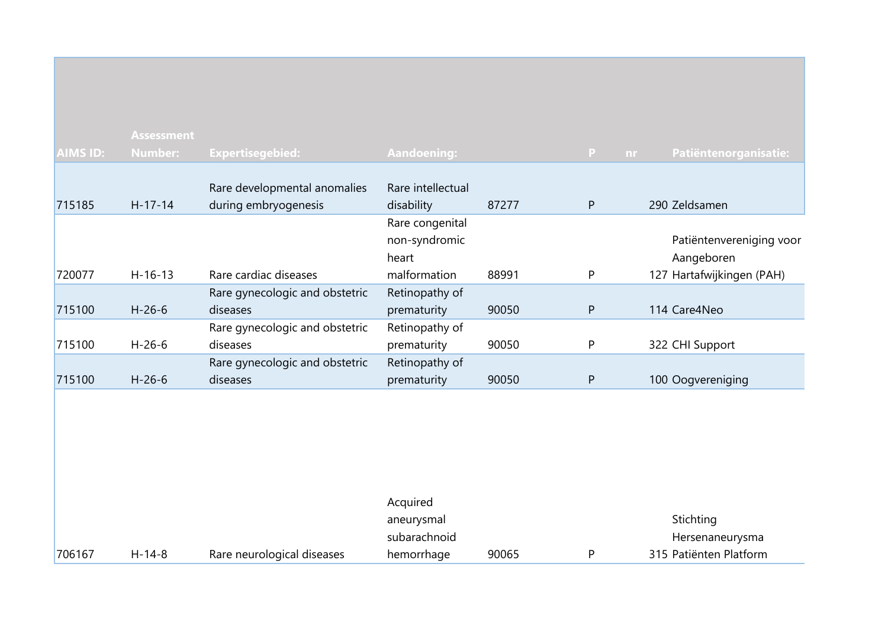| AIMS ID: | Assessment Number: | Expertisegebied: | Aandoening: | | P | nr | Patiëntenorganisatie: |
|---|---|---|---|---|---|---|---|
| 715185 | H-17-14 | Rare developmental anomalies during embryogenesis | Rare intellectual disability | 87277 | P | 290 | Zeldsamen |
| 720077 | H-16-13 | Rare cardiac diseases | Rare congenital non-syndromic heart malformation | 88991 | P | 127 | Patiëntenvereniging voor Aangeboren Hartafwijkingen (PAH) |
| 715100 | H-26-6 | Rare gynecologic and obstetric diseases | Retinopathy of prematurity | 90050 | P | 114 | Care4Neo |
| 715100 | H-26-6 | Rare gynecologic and obstetric diseases | Retinopathy of prematurity | 90050 | P | 322 | CHI Support |
| 715100 | H-26-6 | Rare gynecologic and obstetric diseases | Retinopathy of prematurity | 90050 | P | 100 | Oogvereniging |
| 706167 | H-14-8 | Rare neurological diseases | Acquired aneurysmal subarachnoid hemorrhage | 90065 | P | 315 | Stichting Hersenaneurysma Patiënten Platform |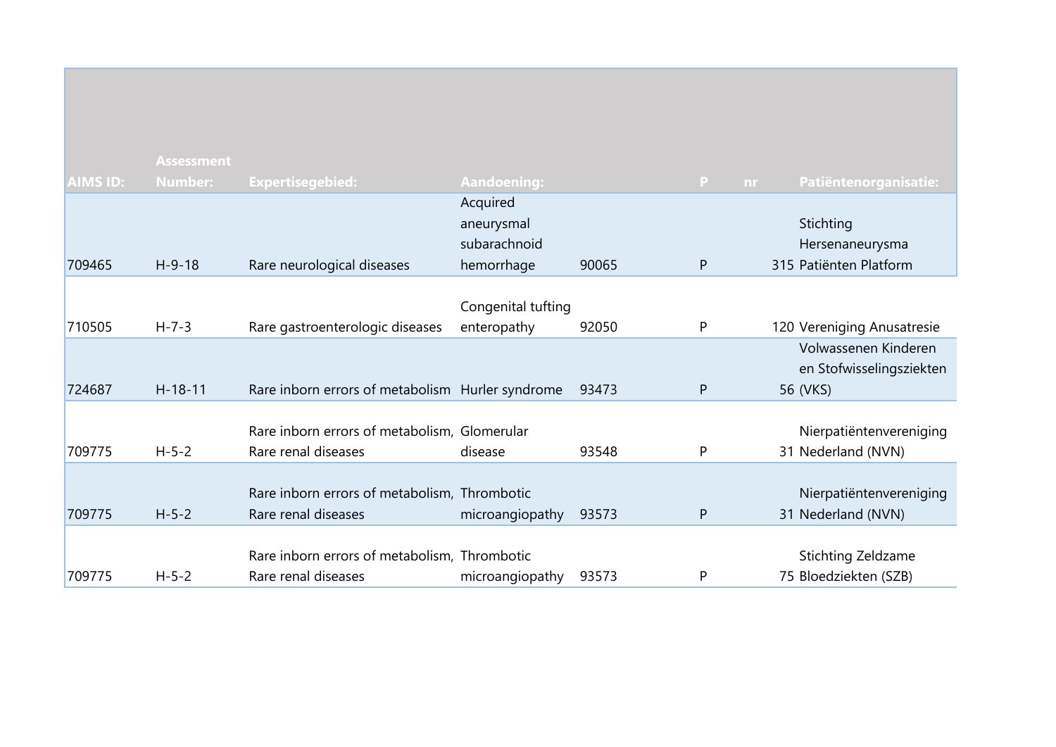| AIMS ID: | Assessment Number: | Expertisegebied: | Aandoening: | | P | nr | Patiëntenorganisatie: |
|---|---|---|---|---|---|---|---|
| 709465 | H-9-18 | Rare neurological diseases | Acquired aneurysmal subarachnoid hemorrhage | 90065 | P | 315 | Stichting Hersenaneurysma Patiënten Platform |
| 710505 | H-7-3 | Rare gastroenterologic diseases | Congenital tufting enteropathy | 92050 | P | 120 | Vereniging Anusatresie |
| 724687 | H-18-11 | Rare inborn errors of metabolism | Hurler syndrome | 93473 | P | 56 | Volwassenen Kinderen en Stofwisselingsziekten (VKS) |
| 709775 | H-5-2 | Rare inborn errors of metabolism, Rare renal diseases | Glomerular disease | 93548 | P | 31 | Nierpatiëntenvereniging Nederland (NVN) |
| 709775 | H-5-2 | Rare inborn errors of metabolism, Rare renal diseases | Thrombotic microangiopathy | 93573 | P | 31 | Nierpatiëntenvereniging Nederland (NVN) |
| 709775 | H-5-2 | Rare inborn errors of metabolism, Rare renal diseases | Thrombotic microangiopathy | 93573 | P | 75 | Stichting Zeldzame Bloedziekten (SZB) |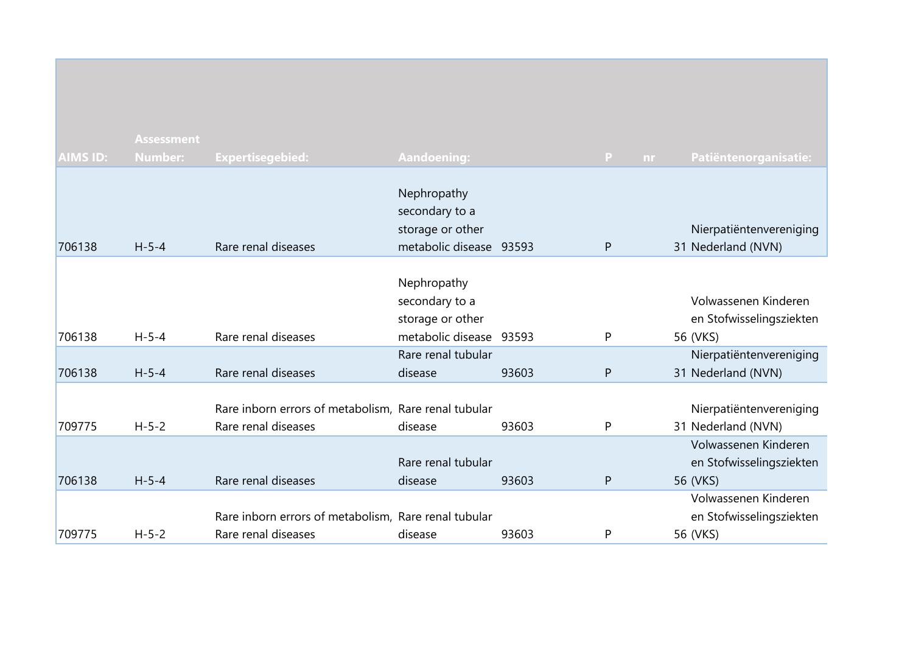| AIMS ID: | Assessment Number: | Expertisegebied: | Aandoening: | | P | nr | Patiëntenorganisatie: |
|---|---|---|---|---|---|---|---|
| 706138 | H-5-4 | Rare renal diseases | Nephropathy secondary to a storage or other metabolic disease | 93593 | P | 31 | Nierpatiëntenvereniging Nederland (NVN) |
| 706138 | H-5-4 | Rare renal diseases | Nephropathy secondary to a storage or other metabolic disease | 93593 | P | 56 | Volwassenen Kinderen en Stofwisselingsziekten (VKS) |
| 706138 | H-5-4 | Rare renal diseases | Rare renal tubular disease | 93603 | P | 31 | Nierpatiëntenvereniging Nederland (NVN) |
| 709775 | H-5-2 | Rare inborn errors of metabolism, Rare renal diseases | Rare renal tubular disease | 93603 | P | 31 | Nierpatiëntenvereniging Nederland (NVN) |
| 706138 | H-5-4 | Rare renal diseases | Rare renal tubular disease | 93603 | P | 56 | Volwassenen Kinderen en Stofwisselingsziekten (VKS) |
| 709775 | H-5-2 | Rare inborn errors of metabolism, Rare renal diseases | Rare renal tubular disease | 93603 | P | 56 | Volwassenen Kinderen en Stofwisselingsziekten (VKS) |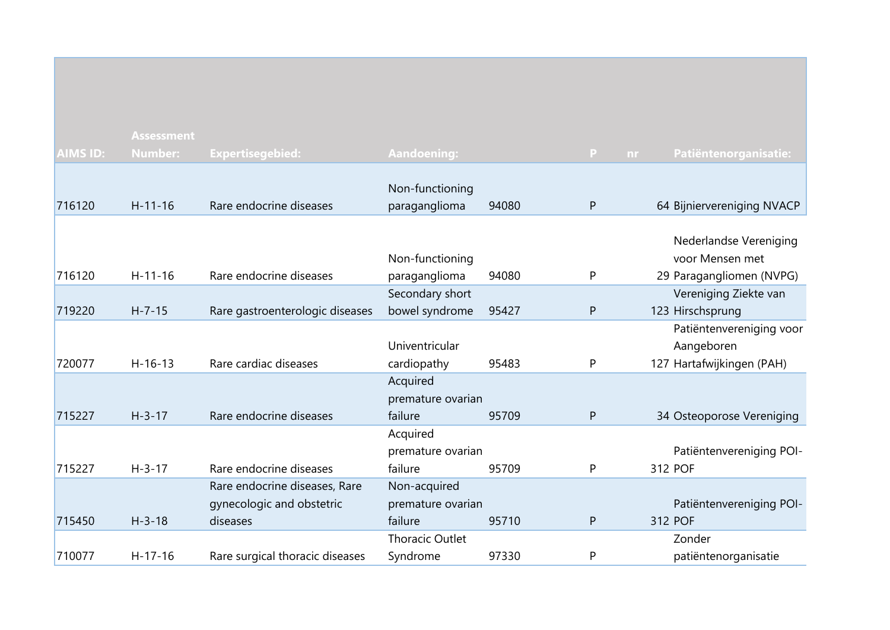| AIMS ID: | Assessment Number: | Expertisegebied: | Aandoening: | | P | nr | Patiëntenorganisatie: |
|---|---|---|---|---|---|---|---|
| 716120 | H-11-16 | Rare endocrine diseases | Non-functioning paraganglioma | 94080 | P | 64 | Bijniervereniging NVACP |
| 716120 | H-11-16 | Rare endocrine diseases | Non-functioning paraganglioma | 94080 | P | 29 | Nederlandse Vereniging voor Mensen met Paragangliomen (NVPG) |
| 719220 | H-7-15 | Rare gastroenterologic diseases | Secondary short bowel syndrome | 95427 | P | 123 | Vereniging Ziekte van Hirschsprung |
| 720077 | H-16-13 | Rare cardiac diseases | Univentricular cardiopathy | 95483 | P | 127 | Patiëntenvereniging voor Aangeboren Hartafwijkingen (PAH) |
| 715227 | H-3-17 | Rare endocrine diseases | Acquired premature ovarian failure | 95709 | P | 34 | Osteoporose Vereniging |
| 715227 | H-3-17 | Rare endocrine diseases | Acquired premature ovarian failure | 95709 | P | 312 | Patiëntenvereniging POI-POF |
| 715450 | H-3-18 | Rare endocrine diseases, Rare gynecologic and obstetric diseases | Non-acquired premature ovarian failure | 95710 | P | 312 | Patiëntenvereniging POI-POF |
| 710077 | H-17-16 | Rare surgical thoracic diseases | Thoracic Outlet Syndrome | 97330 | P | | Zonder patiëntenorganisatie |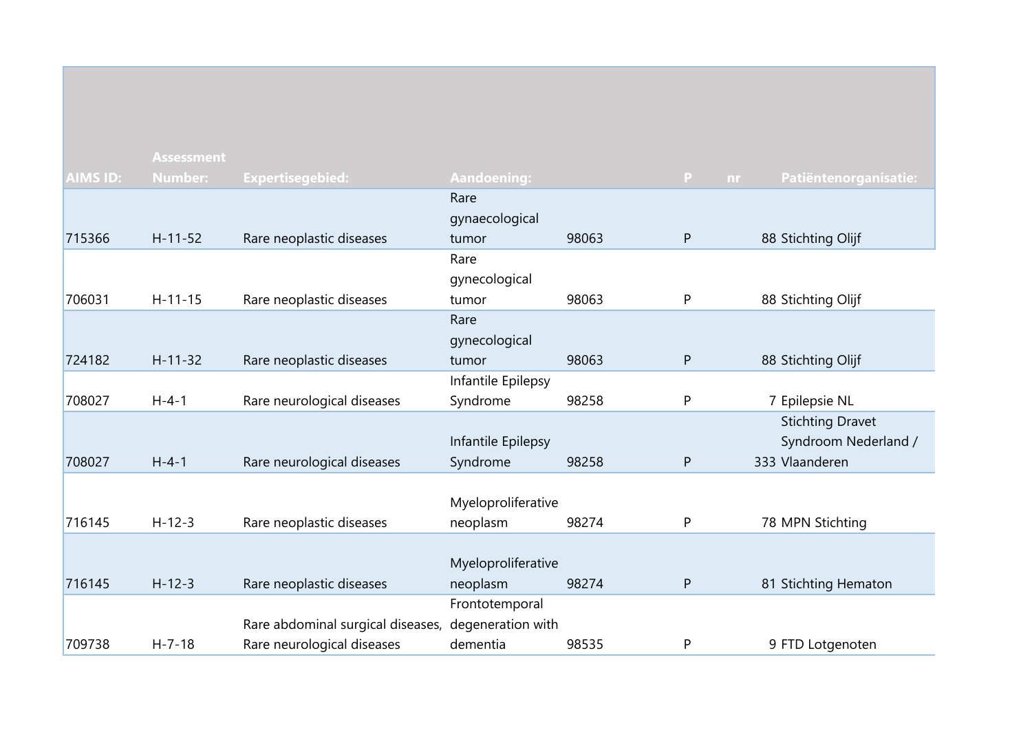| AIMS ID: | Assessment Number: | Expertisegebied: | Aandoening: | | P | nr | Patiëntenorganisatie: |
|---|---|---|---|---|---|---|---|
| 715366 | H-11-52 | Rare neoplastic diseases | Rare gynaecological tumor | 98063 | P | 88 | Stichting Olijf |
| 706031 | H-11-15 | Rare neoplastic diseases | Rare gynecological tumor | 98063 | P | 88 | Stichting Olijf |
| 724182 | H-11-32 | Rare neoplastic diseases | Rare gynecological tumor | 98063 | P | 88 | Stichting Olijf |
| 708027 | H-4-1 | Rare neurological diseases | Infantile Epilepsy Syndrome | 98258 | P | 7 | Epilepsie NL |
| 708027 | H-4-1 | Rare neurological diseases | Infantile Epilepsy Syndrome | 98258 | P | 333 | Stichting Dravet Syndroom Nederland / Vlaanderen |
| 716145 | H-12-3 | Rare neoplastic diseases | Myeloproliferative neoplasm | 98274 | P | 78 | MPN Stichting |
| 716145 | H-12-3 | Rare neoplastic diseases | Myeloproliferative neoplasm | 98274 | P | 81 | Stichting Hematon |
| 709738 | H-7-18 | Rare abdominal surgical diseases, Rare neurological diseases | Frontotemporal degeneration with dementia | 98535 | P | 9 | FTD Lotgenoten |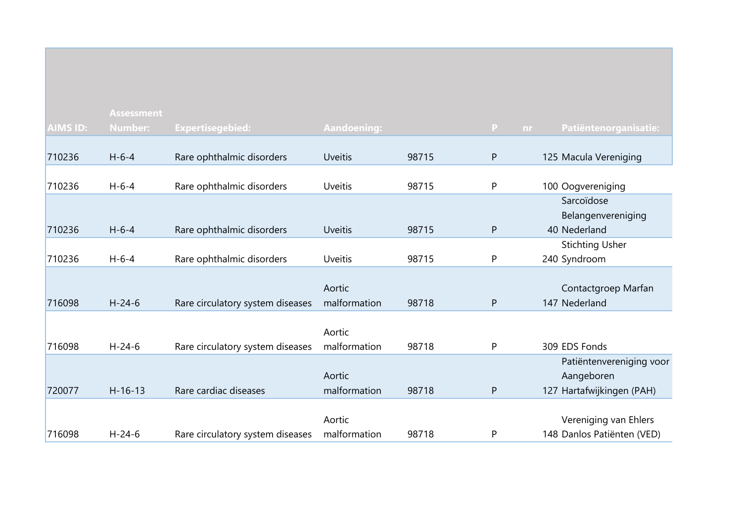| AIMS ID: | Assessment Number: | Expertisegebied: | Aandoening: | | P | nr | Patiëntenorganisatie: |
|---|---|---|---|---|---|---|---|
| 710236 | H-6-4 | Rare ophthalmic disorders | Uveitis | 98715 | P | 125 | Macula Vereniging |
| 710236 | H-6-4 | Rare ophthalmic disorders | Uveitis | 98715 | P | 100 | Oogvereniging |
| 710236 | H-6-4 | Rare ophthalmic disorders | Uveitis | 98715 | P | 40 | Sarcoïdose Belangenvereniging Nederland |
| 710236 | H-6-4 | Rare ophthalmic disorders | Uveitis | 98715 | P | 240 | Stichting Usher Syndroom |
| 716098 | H-24-6 | Rare circulatory system diseases | Aortic malformation | 98718 | P | 147 | Contactgroep Marfan Nederland |
| 716098 | H-24-6 | Rare circulatory system diseases | Aortic malformation | 98718 | P | 309 | EDS Fonds |
| 720077 | H-16-13 | Rare cardiac diseases | Aortic malformation | 98718 | P | 127 | Patiëntenvereniging voor Aangeboren Hartafwijkingen (PAH) |
| 716098 | H-24-6 | Rare circulatory system diseases | Aortic malformation | 98718 | P | 148 | Vereniging van Ehlers Danlos Patiënten (VED) |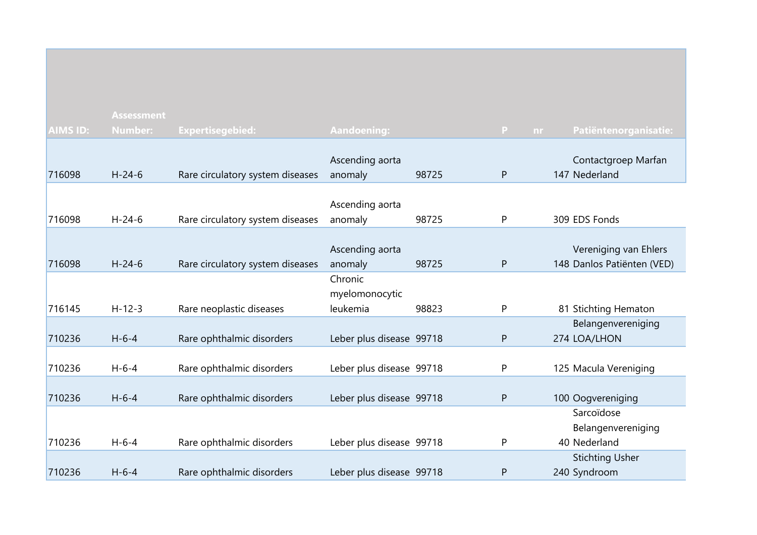| AIMS ID: | Assessment Number: | Expertisegebied: | Aandoening: | | P | nr | Patiëntenorganisatie: |
|---|---|---|---|---|---|---|---|
| 716098 | H-24-6 | Rare circulatory system diseases | Ascending aorta anomaly | 98725 | P | 147 | Contactgroep Marfan Nederland |
| 716098 | H-24-6 | Rare circulatory system diseases | Ascending aorta anomaly | 98725 | P | 309 | EDS Fonds |
| 716098 | H-24-6 | Rare circulatory system diseases | Ascending aorta anomaly | 98725 | P | 148 | Vereniging van Ehlers Danlos Patiënten (VED) |
| 716145 | H-12-3 | Rare neoplastic diseases | Chronic myelomonocytic leukemia | 98823 | P | 81 | Stichting Hematon |
| 710236 | H-6-4 | Rare ophthalmic disorders | Leber plus disease | 99718 | P | 274 | Belangenvereniging LOA/LHON |
| 710236 | H-6-4 | Rare ophthalmic disorders | Leber plus disease | 99718 | P | 125 | Macula Vereniging |
| 710236 | H-6-4 | Rare ophthalmic disorders | Leber plus disease | 99718 | P | 100 | Oogvereniging |
| 710236 | H-6-4 | Rare ophthalmic disorders | Leber plus disease | 99718 | P | 40 | Sarcoïdose Belangenvereniging Nederland |
| 710236 | H-6-4 | Rare ophthalmic disorders | Leber plus disease | 99718 | P | 240 | Stichting Usher Syndroom |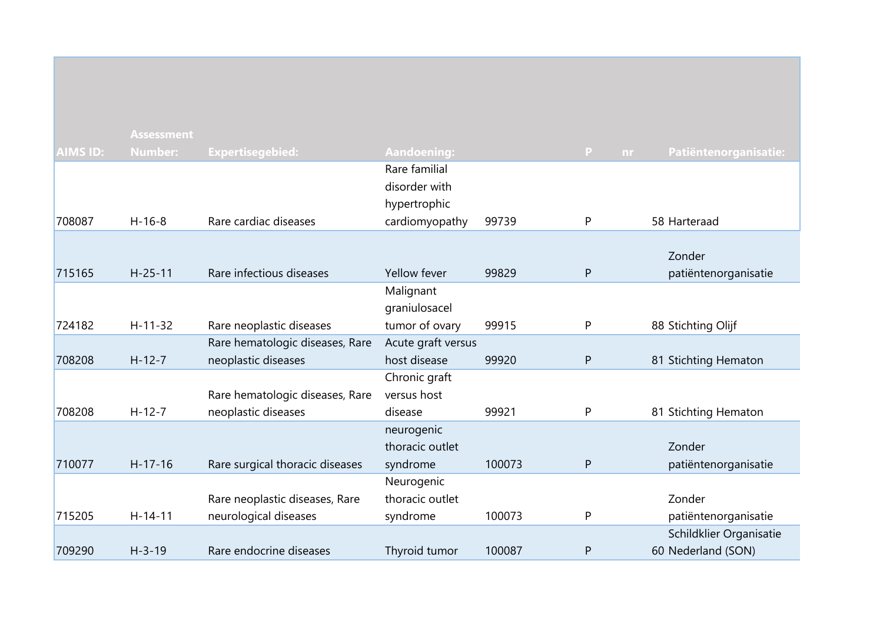| AIMS ID: | Assessment Number: | Expertisegebied: | Aandoening: | | P | nr | Patiëntenorganisatie: |
|---|---|---|---|---|---|---|---|
| 708087 | H-16-8 | Rare cardiac diseases | Rare familial disorder with hypertrophic cardiomyopathy | 99739 | P | 58 | Harteraad |
| 715165 | H-25-11 | Rare infectious diseases | Yellow fever | 99829 | P | | Zonder patiëntenorganisatie |
| 724182 | H-11-32 | Rare neoplastic diseases | Malignant graniulosacel tumor of ovary | 99915 | P | 88 | Stichting Olijf |
| 708208 | H-12-7 | Rare hematologic diseases, Rare neoplastic diseases | Acute graft versus host disease | 99920 | P | 81 | Stichting Hematon |
| 708208 | H-12-7 | Rare hematologic diseases, Rare neoplastic diseases | Chronic graft versus host disease | 99921 | P | 81 | Stichting Hematon |
| 710077 | H-17-16 | Rare surgical thoracic diseases | neurogenic thoracic outlet syndrome | 100073 | P | | Zonder patiëntenorganisatie |
| 715205 | H-14-11 | Rare neoplastic diseases, Rare neurological diseases | Neurogenic thoracic outlet syndrome | 100073 | P | | Zonder patiëntenorganisatie |
| 709290 | H-3-19 | Rare endocrine diseases | Thyroid tumor | 100087 | P | 60 | Schildklier Organisatie Nederland (SON) |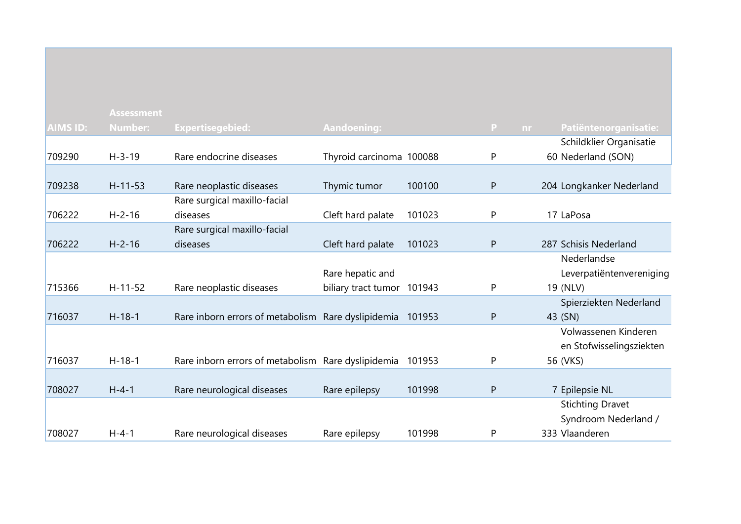| AIMS ID: | Assessment Number: | Expertisegebied: | Aandoening: | | P | nr | Patiëntenorganisatie: |
|---|---|---|---|---|---|---|---|
| 709290 | H-3-19 | Rare endocrine diseases | Thyroid carcinoma | 100088 | P | 60 | Schildklier Organisatie Nederland (SON) |
| 709238 | H-11-53 | Rare neoplastic diseases | Thymic tumor | 100100 | P | 204 | Longkanker Nederland |
| 706222 | H-2-16 | Rare surgical maxillo-facial diseases | Cleft hard palate | 101023 | P | 17 | LaPosa |
| 706222 | H-2-16 | Rare surgical maxillo-facial diseases | Cleft hard palate | 101023 | P | 287 | Schisis Nederland |
| 715366 | H-11-52 | Rare neoplastic diseases | Rare hepatic and biliary tract tumor | 101943 | P | 19 | Nederlandse Leverpatiëntenvereniging (NLV) |
| 716037 | H-18-1 | Rare inborn errors of metabolism | Rare dyslipidemia | 101953 | P | 43 | Spierziekten Nederland (SN) |
| 716037 | H-18-1 | Rare inborn errors of metabolism | Rare dyslipidemia | 101953 | P | 56 | Volwassenen Kinderen en Stofwisselingsziekten (VKS) |
| 708027 | H-4-1 | Rare neurological diseases | Rare epilepsy | 101998 | P | 7 | Epilepsie NL |
| 708027 | H-4-1 | Rare neurological diseases | Rare epilepsy | 101998 | P | 333 | Stichting Dravet Syndroom Nederland / Vlaanderen |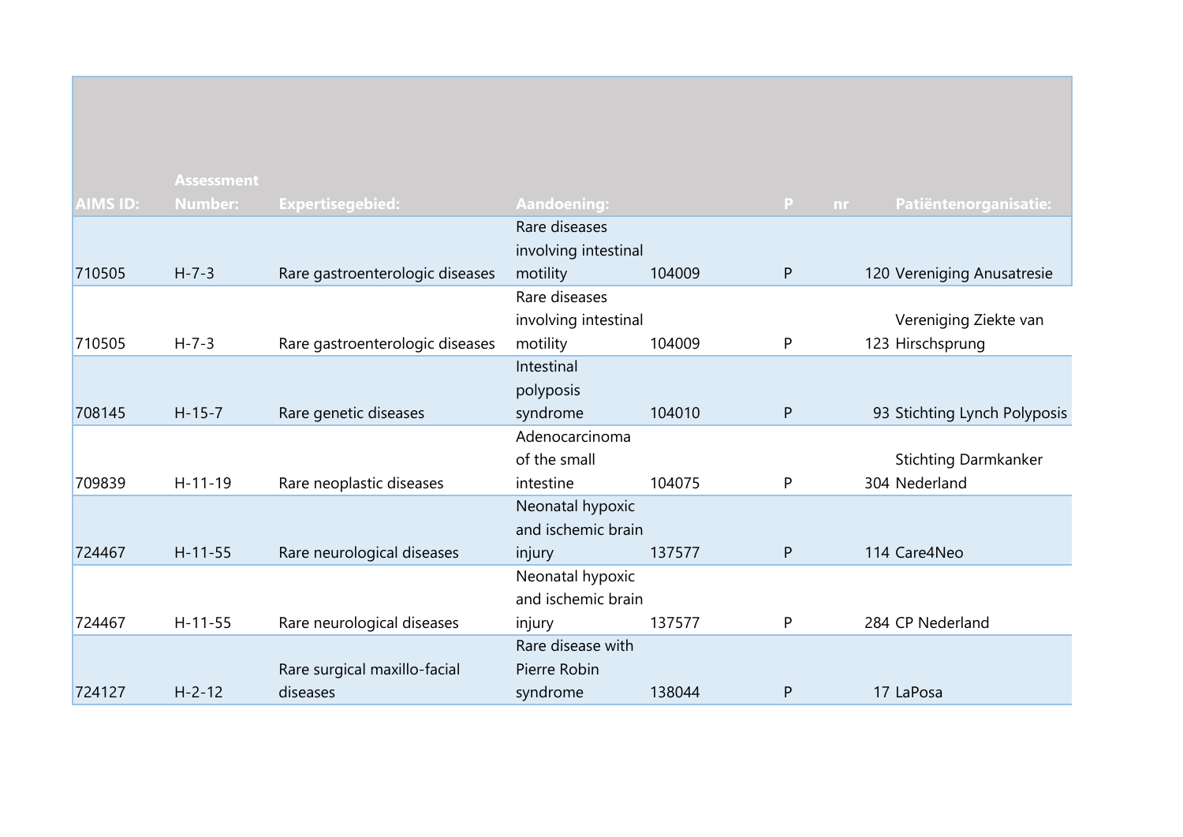| AIMS ID: | Assessment Number: | Expertisegebied: | Aandoening: | | P | nr | Patiëntenorganisatie: |
|---|---|---|---|---|---|---|---|
| 710505 | H-7-3 | Rare gastroenterologic diseases | Rare diseases involving intestinal motility | 104009 | P | 120 | Vereniging Anusatresie |
| 710505 | H-7-3 | Rare gastroenterologic diseases | Rare diseases involving intestinal motility | 104009 | P | 123 | Vereniging Ziekte van Hirschsprung |
| 708145 | H-15-7 | Rare genetic diseases | Intestinal polyposis syndrome | 104010 | P | 93 | Stichting Lynch Polyposis |
| 709839 | H-11-19 | Rare neoplastic diseases | Adenocarcinoma of the small intestine | 104075 | P | 304 | Stichting Darmkanker Nederland |
| 724467 | H-11-55 | Rare neurological diseases | Neonatal hypoxic and ischemic brain injury | 137577 | P | 114 | Care4Neo |
| 724467 | H-11-55 | Rare neurological diseases | Neonatal hypoxic and ischemic brain injury | 137577 | P | 284 | CP Nederland |
| 724127 | H-2-12 | Rare surgical maxillo-facial diseases | Rare disease with Pierre Robin syndrome | 138044 | P | 17 | LaPosa |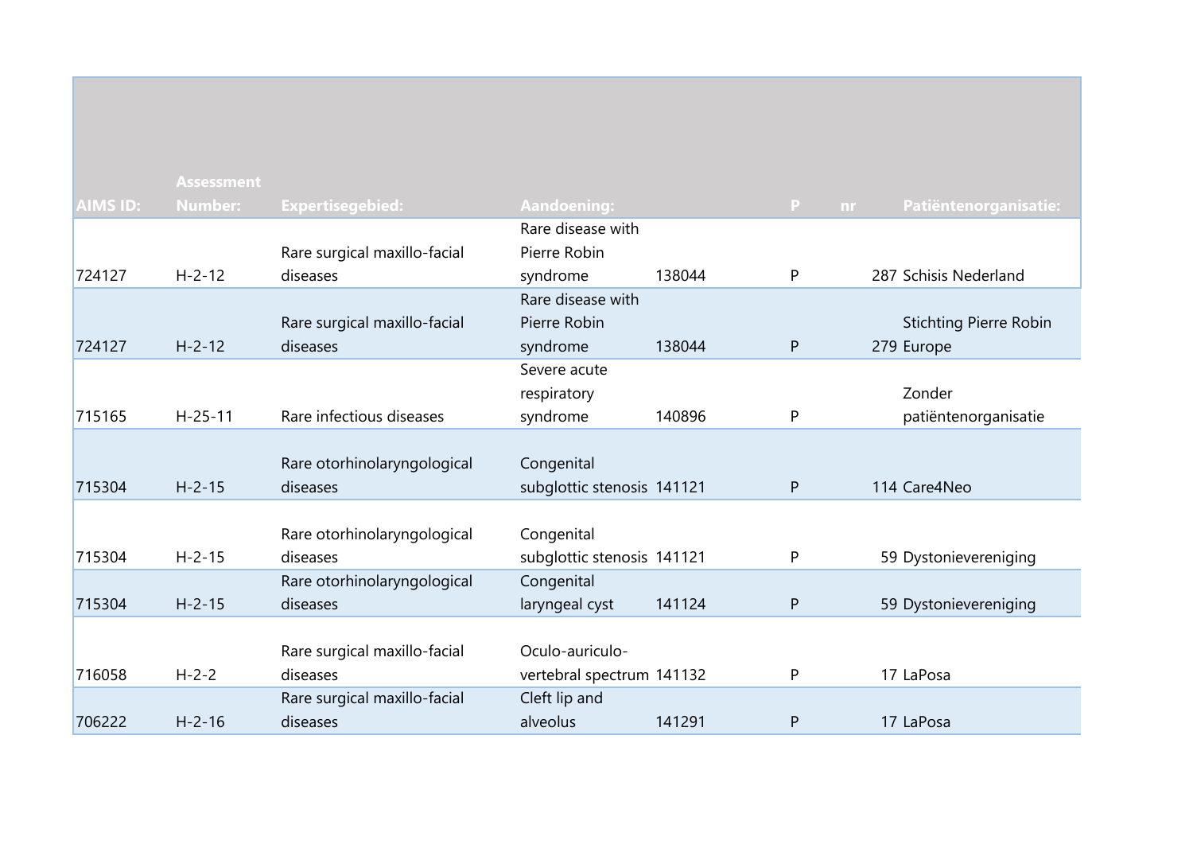| AIMS ID: | Assessment Number: | Expertisegebied: | Aandoening: | | P | nr | Patiëntenorganisatie: |
|---|---|---|---|---|---|---|---|
| 724127 | H-2-12 | Rare surgical maxillo-facial diseases | Rare disease with Pierre Robin syndrome | 138044 | P | 287 | Schisis Nederland |
| 724127 | H-2-12 | Rare surgical maxillo-facial diseases | Rare disease with Pierre Robin syndrome | 138044 | P | 279 | Stichting Pierre Robin Europe |
| 715165 | H-25-11 | Rare infectious diseases | Severe acute respiratory syndrome | 140896 | P | | Zonder patiëntenorganisatie |
| 715304 | H-2-15 | Rare otorhinolaryngological diseases | Congenital subglottic stenosis | 141121 | P | 114 | Care4Neo |
| 715304 | H-2-15 | Rare otorhinolaryngological diseases | Congenital subglottic stenosis | 141121 | P | 59 | Dystonievereniging |
| 715304 | H-2-15 | Rare otorhinolaryngological diseases | Congenital laryngeal cyst | 141124 | P | 59 | Dystonievereniging |
| 716058 | H-2-2 | Rare surgical maxillo-facial diseases | Oculo-auriculo-vertebral spectrum | 141132 | P | 17 | LaPosa |
| 706222 | H-2-16 | Rare surgical maxillo-facial diseases | Cleft lip and alveolus | 141291 | P | 17 | LaPosa |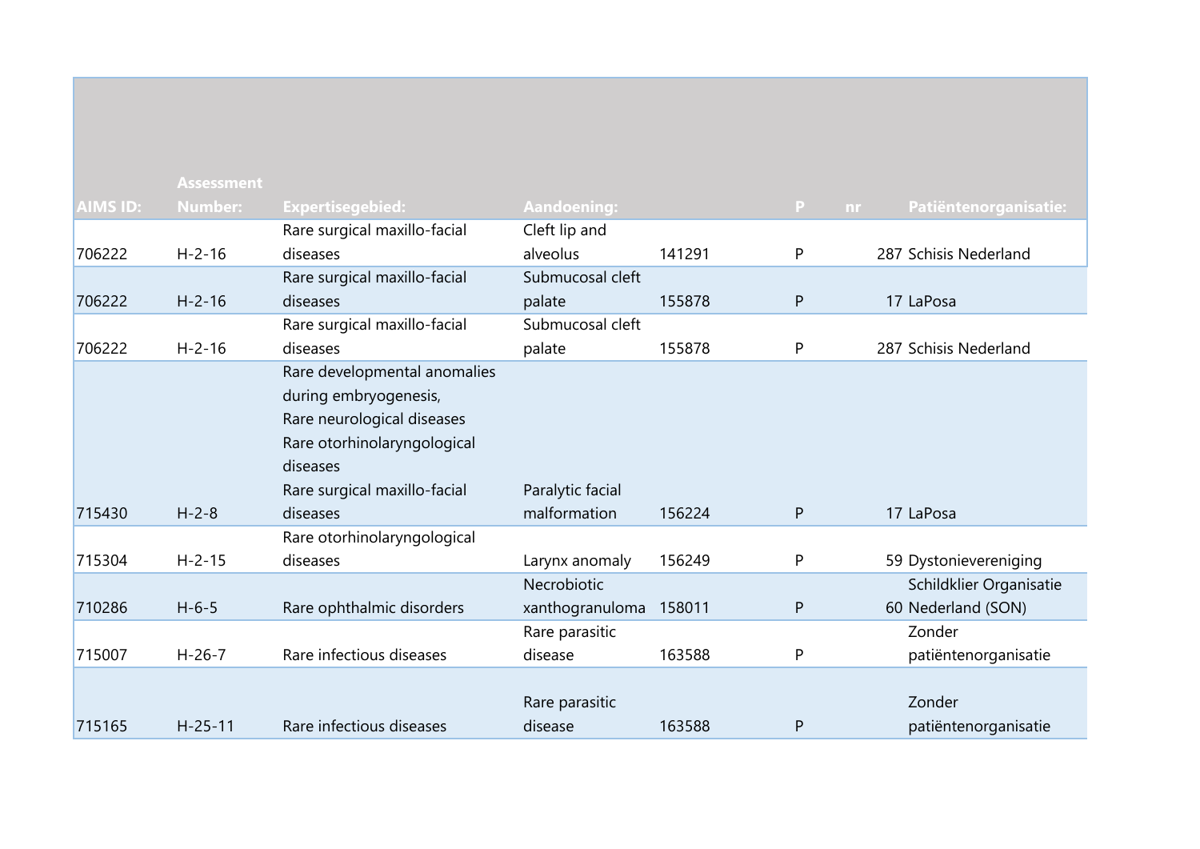| AIMS ID: | Assessment Number: | Expertisegebied: | Aandoening: | | P | nr | Patiëntenorganisatie: |
|---|---|---|---|---|---|---|---|
| 706222 | H-2-16 | Rare surgical maxillo-facial diseases | Cleft lip and alveolus | 141291 | P | 287 | Schisis Nederland |
| 706222 | H-2-16 | Rare surgical maxillo-facial diseases | Submucosal cleft palate | 155878 | P | 17 | LaPosa |
| 706222 | H-2-16 | Rare surgical maxillo-facial diseases | Submucosal cleft palate | 155878 | P | 287 | Schisis Nederland |
| 715430 | H-2-8 | Rare developmental anomalies during embryogenesis, Rare neurological diseases Rare otorhinolaryngological diseases Rare surgical maxillo-facial diseases | Paralytic facial malformation | 156224 | P | 17 | LaPosa |
| 715304 | H-2-15 | Rare otorhinolaryngological diseases | Larynx anomaly | 156249 | P | 59 | Dystonievereniging |
| 710286 | H-6-5 | Rare ophthalmic disorders | Necrobiotic xanthogranuloma | 158011 | P | 60 | Schildklier Organisatie Nederland (SON) |
| 715007 | H-26-7 | Rare infectious diseases | Rare parasitic disease | 163588 | P | | Zonder patiëntenorganisatie |
| 715165 | H-25-11 | Rare infectious diseases | Rare parasitic disease | 163588 | P | | Zonder patiëntenorganisatie |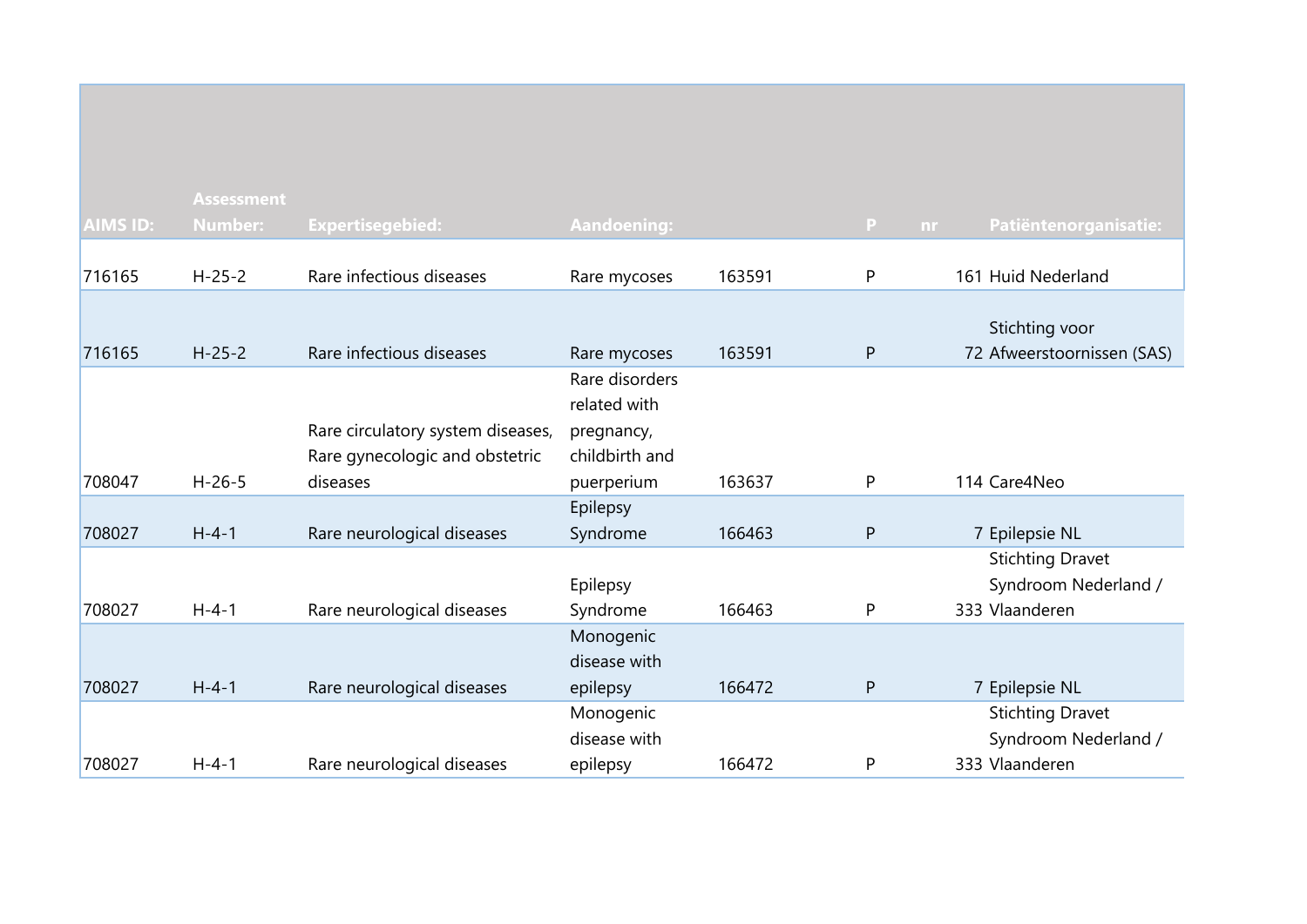| AIMS ID: | Assessment Number: | Expertisegebied: | Aandoening: | | P | nr | Patiëntenorganisatie: |
|---|---|---|---|---|---|---|---|
| 716165 | H-25-2 | Rare infectious diseases | Rare mycoses | 163591 | P | 161 | Huid Nederland |
| 716165 | H-25-2 | Rare infectious diseases | Rare mycoses | 163591 | P | 72 | Stichting voor Afweerstoornissen (SAS) |
| 708047 | H-26-5 | Rare circulatory system diseases, Rare gynecologic and obstetric diseases | Rare disorders related with pregnancy, childbirth and puerperium | 163637 | P | 114 | Care4Neo |
| 708027 | H-4-1 | Rare neurological diseases | Epilepsy Syndrome | 166463 | P | 7 | Epilepsie NL |
| 708027 | H-4-1 | Rare neurological diseases | Epilepsy Syndrome | 166463 | P | 333 | Stichting Dravet Syndroom Nederland / Vlaanderen |
| 708027 | H-4-1 | Rare neurological diseases | Monogenic disease with epilepsy | 166472 | P | 7 | Epilepsie NL |
| 708027 | H-4-1 | Rare neurological diseases | Monogenic disease with epilepsy | 166472 | P | 333 | Stichting Dravet Syndroom Nederland / Vlaanderen |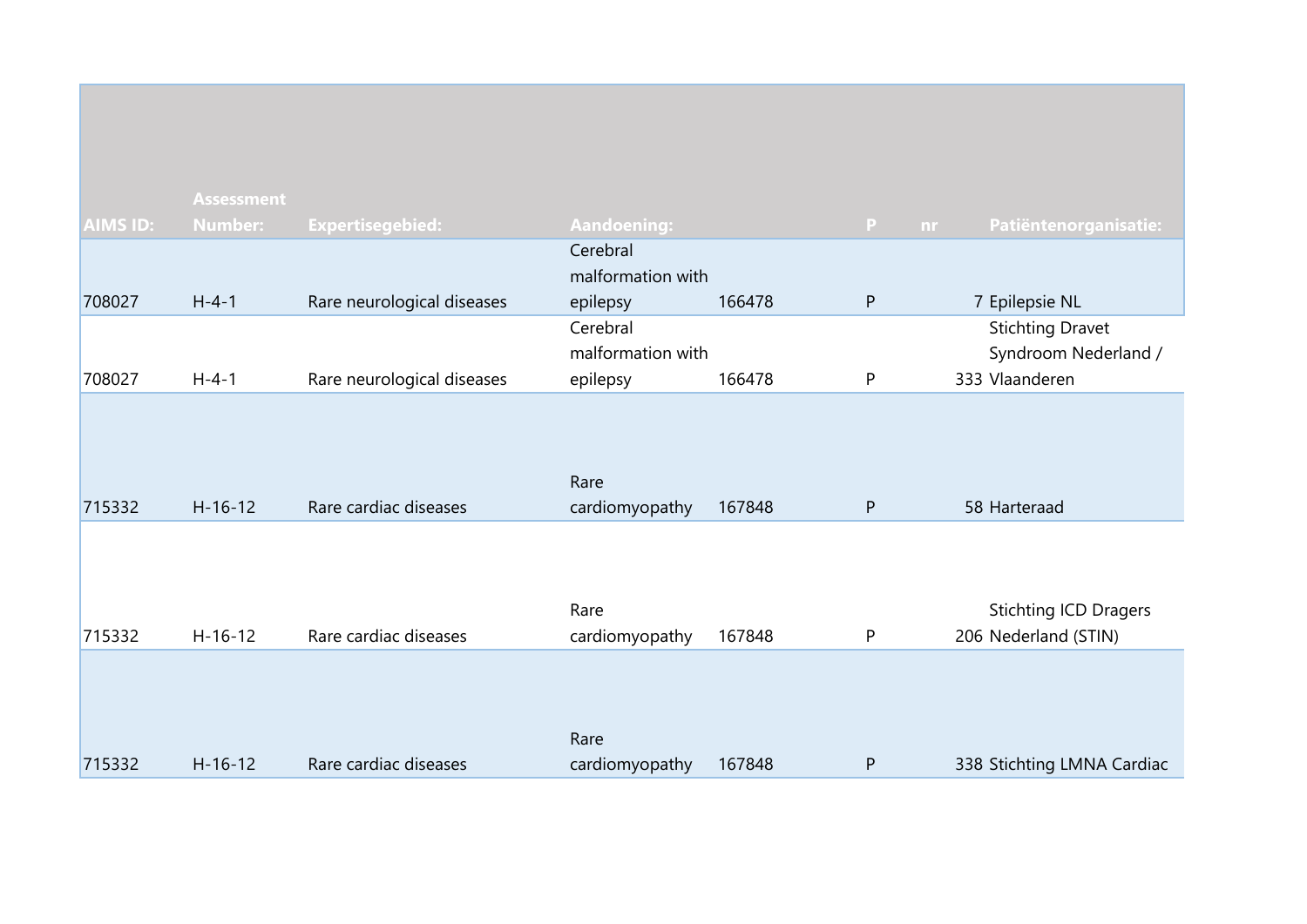| AIMS ID: | Assessment Number: | Expertisegebied: | Aandoening: | | P | nr | Patiëntenorganisatie: |
|---|---|---|---|---|---|---|---|
| 708027 | H-4-1 | Rare neurological diseases | Cerebral malformation with epilepsy | 166478 | P | 7 | Epilepsie NL |
| 708027 | H-4-1 | Rare neurological diseases | Cerebral malformation with epilepsy | 166478 | P | 333 | Stichting Dravet Syndroom Nederland / Vlaanderen |
| 715332 | H-16-12 | Rare cardiac diseases | Rare cardiomyopathy | 167848 | P | 58 | Harteraad |
| 715332 | H-16-12 | Rare cardiac diseases | Rare cardiomyopathy | 167848 | P | 206 | Stichting ICD Dragers Nederland (STIN) |
| 715332 | H-16-12 | Rare cardiac diseases | Rare cardiomyopathy | 167848 | P | 338 | Stichting LMNA Cardiac |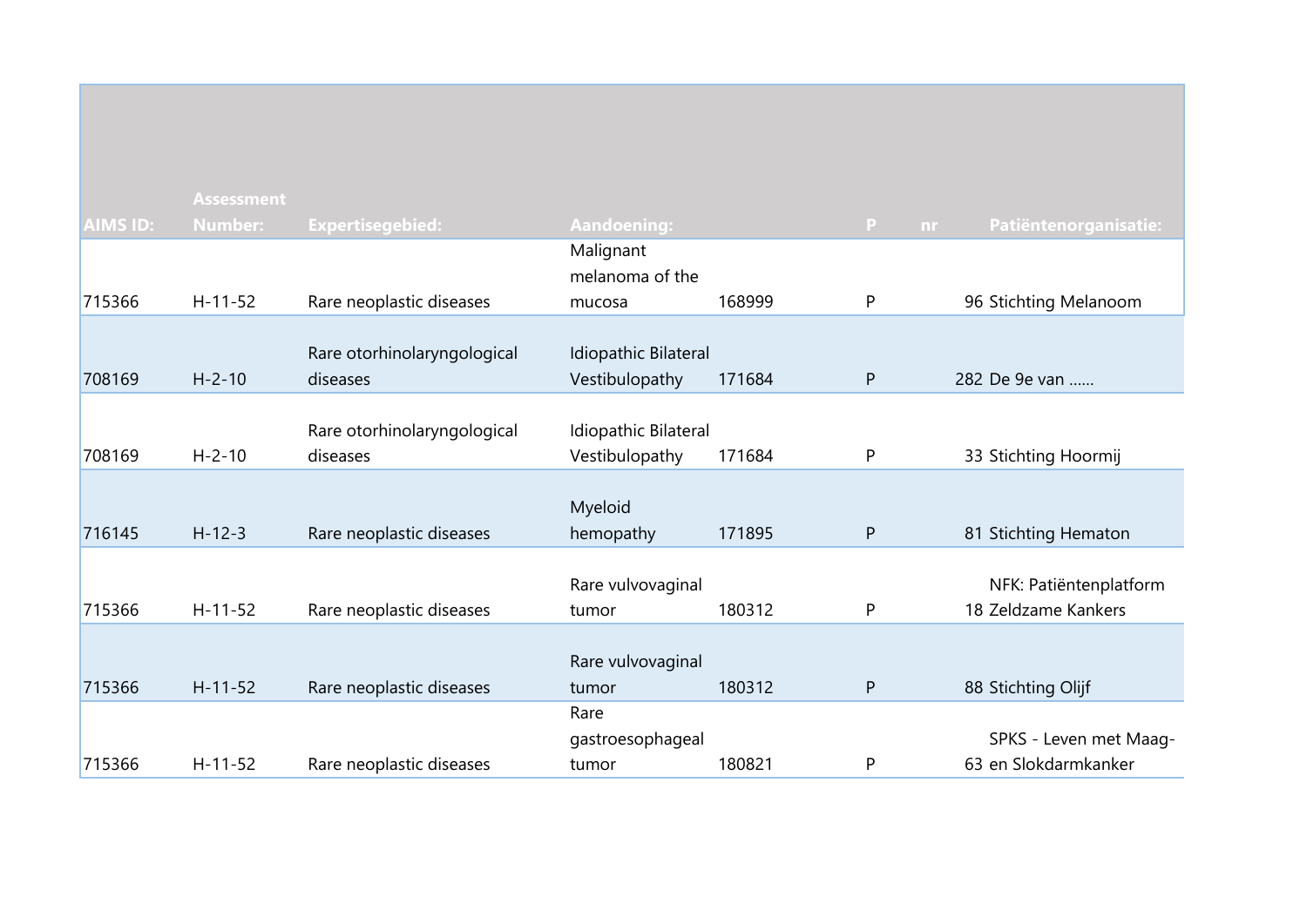| AIMS ID: | Assessment Number: | Expertisegebied: | Aandoening: | | P | nr | Patiëntenorganisatie: |
|---|---|---|---|---|---|---|---|
| 715366 | H-11-52 | Rare neoplastic diseases | Malignant melanoma of the mucosa | 168999 | P | 96 | Stichting Melanoom |
| 708169 | H-2-10 | Rare otorhinolaryngological diseases | Idiopathic Bilateral Vestibulopathy | 171684 | P | 282 | De 9e van …… |
| 708169 | H-2-10 | Rare otorhinolaryngological diseases | Idiopathic Bilateral Vestibulopathy | 171684 | P | 33 | Stichting Hoormij |
| 716145 | H-12-3 | Rare neoplastic diseases | Myeloid hemopathy | 171895 | P | 81 | Stichting Hematon |
| 715366 | H-11-52 | Rare neoplastic diseases | Rare vulvovaginal tumor | 180312 | P | 18 | NFK: Patiëntenplatform Zeldzame Kankers |
| 715366 | H-11-52 | Rare neoplastic diseases | Rare vulvovaginal tumor | 180312 | P | 88 | Stichting Olijf |
| 715366 | H-11-52 | Rare neoplastic diseases | Rare gastroesophageal tumor | 180821 | P | 63 | SPKS - Leven met Maag- en Slokdarmkanker |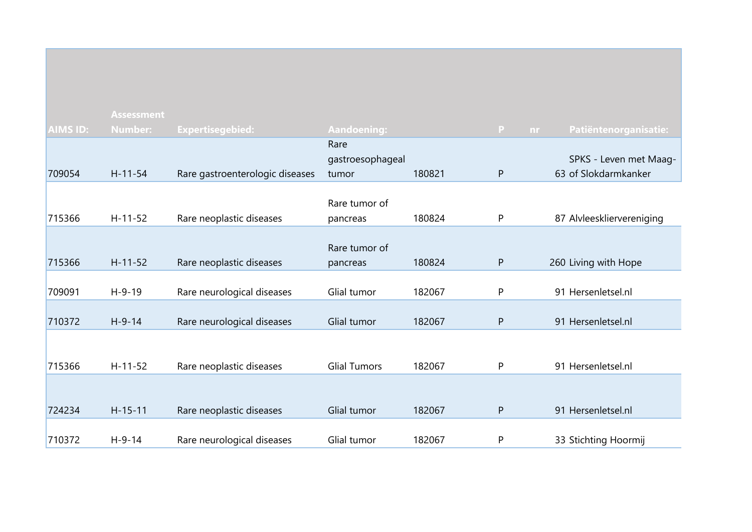| AIMS ID: | Assessment Number: | Expertisegebied: | Aandoening: | | P | nr | Patiëntenorganisatie: |
|---|---|---|---|---|---|---|---|
| 709054 | H-11-54 | Rare gastroenterologic diseases | Rare gastroesophageal tumor | 180821 | P | 63 | SPKS - Leven met Maag- of Slokdarmkanker |
| 715366 | H-11-52 | Rare neoplastic diseases | Rare tumor of pancreas | 180824 | P | 87 | Alvleesklierverenigin g |
| 715366 | H-11-52 | Rare neoplastic diseases | Rare tumor of pancreas | 180824 | P | 260 | Living with Hope |
| 709091 | H-9-19 | Rare neurological diseases | Glial tumor | 182067 | P | 91 | Hersenletsel.nl |
| 710372 | H-9-14 | Rare neurological diseases | Glial tumor | 182067 | P | 91 | Hersenletsel.nl |
| 715366 | H-11-52 | Rare neoplastic diseases | Glial Tumors | 182067 | P | 91 | Hersenletsel.nl |
| 724234 | H-15-11 | Rare neoplastic diseases | Glial tumor | 182067 | P | 91 | Hersenletsel.nl |
| 710372 | H-9-14 | Rare neurological diseases | Glial tumor | 182067 | P | 33 | Stichting Hoormij |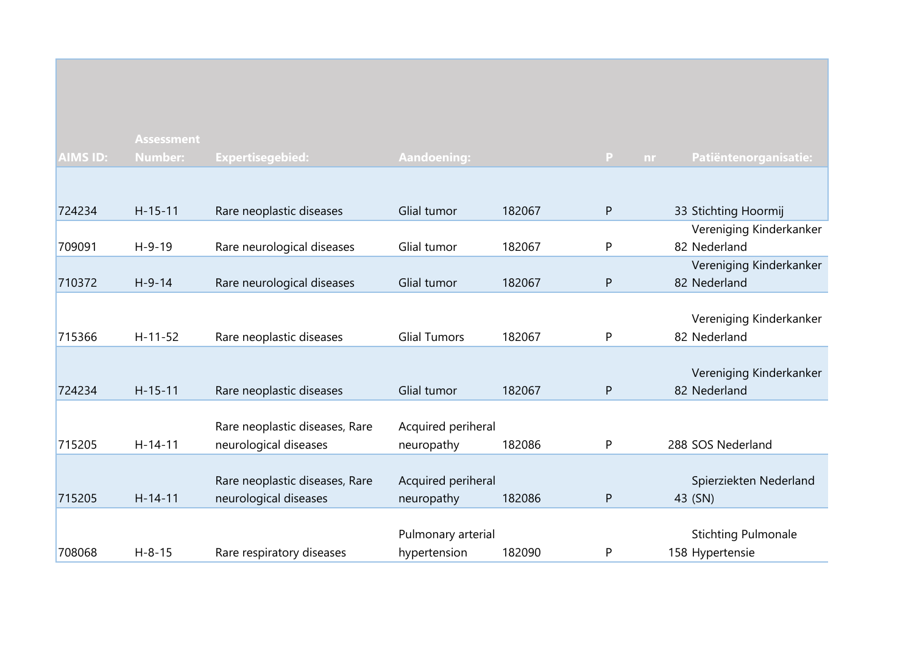| AIMS ID: | Assessment Number: | Expertisegebied: | Aandoening: | | P | nr | Patiëntenorganisatie: |
|---|---|---|---|---|---|---|---|
| 724234 | H-15-11 | Rare neoplastic diseases | Glial tumor | 182067 | P | 33 | Stichting Hoormij |
| 709091 | H-9-19 | Rare neurological diseases | Glial tumor | 182067 | P | 82 | Vereniging Kinderkanker Nederland |
| 710372 | H-9-14 | Rare neurological diseases | Glial tumor | 182067 | P | 82 | Vereniging Kinderkanker Nederland |
| 715366 | H-11-52 | Rare neoplastic diseases | Glial Tumors | 182067 | P | 82 | Vereniging Kinderkanker Nederland |
| 724234 | H-15-11 | Rare neoplastic diseases | Glial tumor | 182067 | P | 82 | Vereniging Kinderkanker Nederland |
| 715205 | H-14-11 | Rare neoplastic diseases, Rare neurological diseases | Acquired periheral neuropathy | 182086 | P | 288 | SOS Nederland |
| 715205 | H-14-11 | Rare neoplastic diseases, Rare neurological diseases | Acquired periheral neuropathy | 182086 | P | 43 | Spierziekten Nederland (SN) |
| 708068 | H-8-15 | Rare respiratory diseases | Pulmonary arterial hypertension | 182090 | P | 158 | Stichting Pulmonale Hypertensie |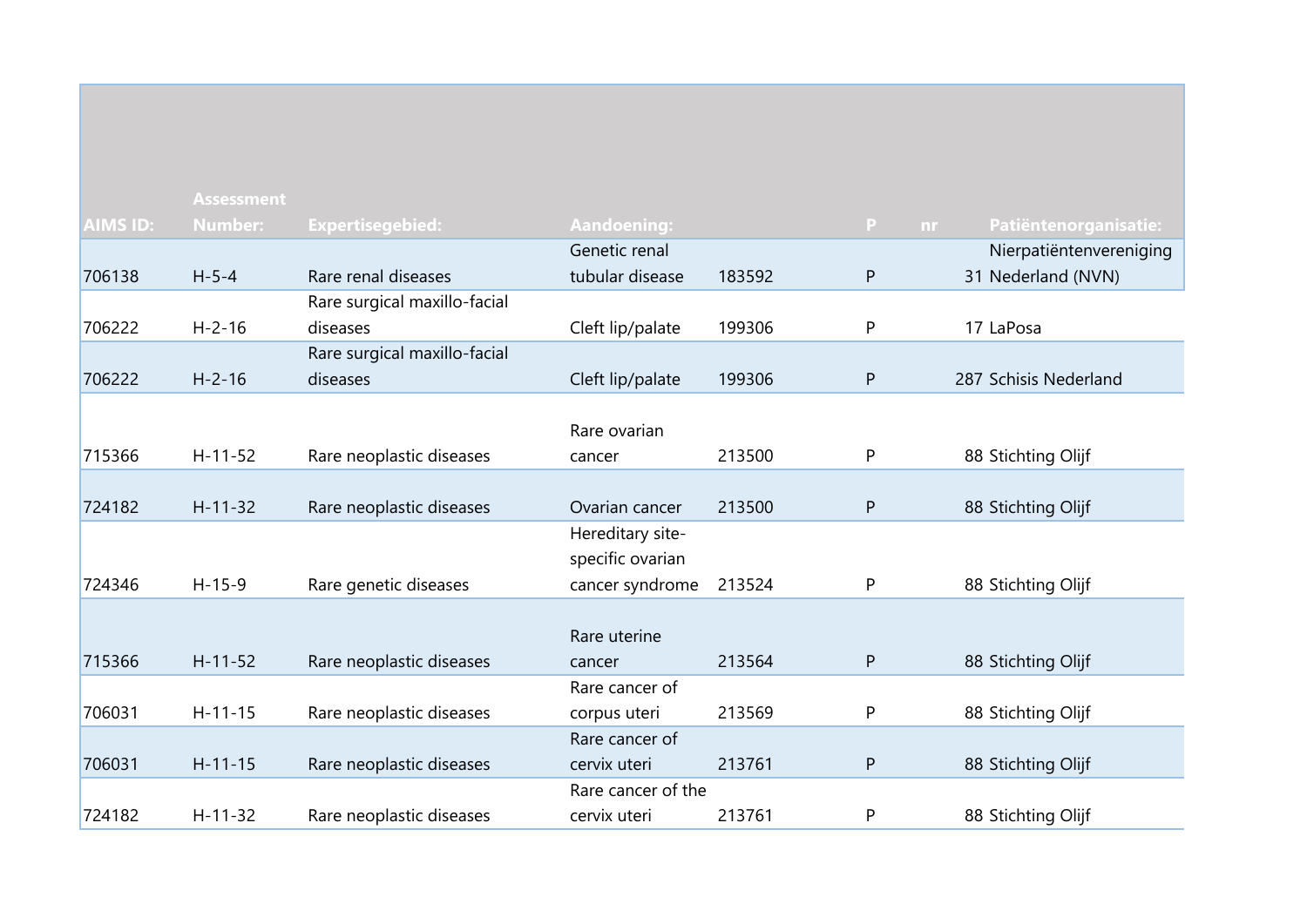| AIMS ID: | Assessment Number: | Expertisegebied: | Aandoening: | | P | nr | Patiëntenorganisatie: |
|---|---|---|---|---|---|---|---|
| 706138 | H-5-4 | Rare renal diseases | Genetic renal tubular disease | 183592 | P | 31 | Nierpatiëntenvereniging Nederland (NVN) |
| 706222 | H-2-16 | Rare surgical maxillo-facial diseases | Cleft lip/palate | 199306 | P | 17 | LaPosa |
| 706222 | H-2-16 | Rare surgical maxillo-facial diseases | Cleft lip/palate | 199306 | P | 287 | Schisis Nederland |
| 715366 | H-11-52 | Rare neoplastic diseases | Rare ovarian cancer | 213500 | P | 88 | Stichting Olijf |
| 724182 | H-11-32 | Rare neoplastic diseases | Ovarian cancer | 213500 | P | 88 | Stichting Olijf |
| 724346 | H-15-9 | Rare genetic diseases | Hereditary site-specific ovarian cancer syndrome | 213524 | P | 88 | Stichting Olijf |
| 715366 | H-11-52 | Rare neoplastic diseases | Rare uterine cancer | 213564 | P | 88 | Stichting Olijf |
| 706031 | H-11-15 | Rare neoplastic diseases | Rare cancer of corpus uteri | 213569 | P | 88 | Stichting Olijf |
| 706031 | H-11-15 | Rare neoplastic diseases | Rare cancer of cervix uteri | 213761 | P | 88 | Stichting Olijf |
| 724182 | H-11-32 | Rare neoplastic diseases | Rare cancer of the cervix uteri | 213761 | P | 88 | Stichting Olijf |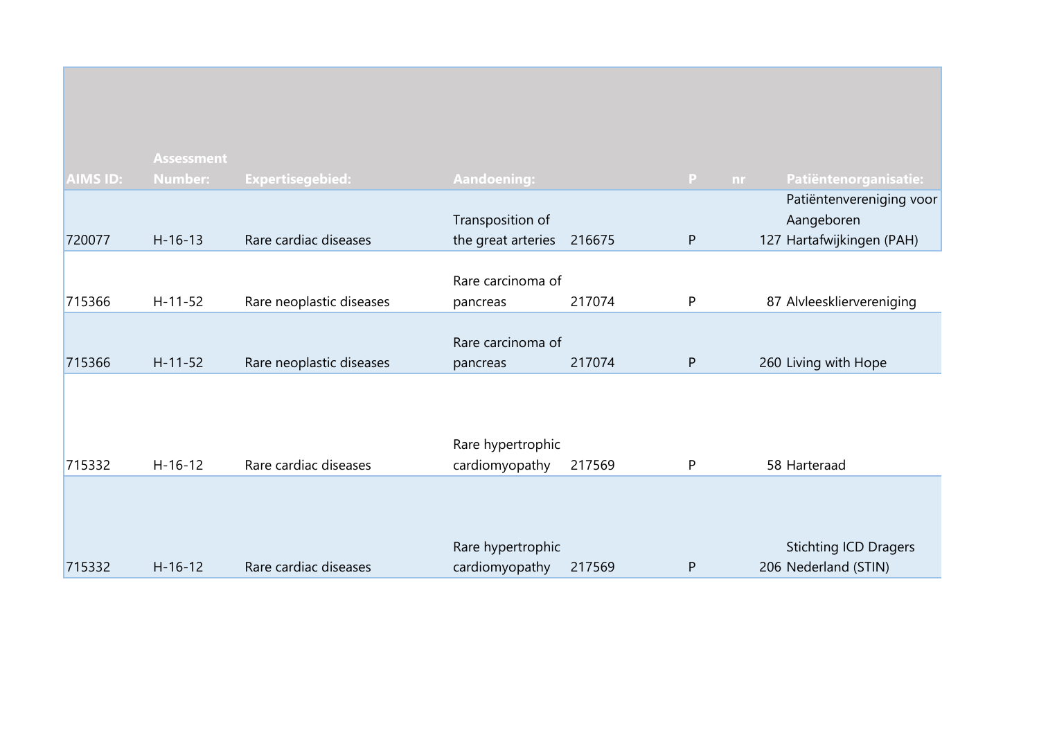| AIMS ID: | Assessment Number: | Expertisegebied: | Aandoening: | | P | nr | Patiëntenorganisatie: |
|---|---|---|---|---|---|---|---|
| 720077 | H-16-13 | Rare cardiac diseases | Transposition of the great arteries | 216675 | P | 127 | Patiëntenvereniging voor Aangeboren Hartafwijkingen (PAH) |
| 715366 | H-11-52 | Rare neoplastic diseases | Rare carcinoma of pancreas | 217074 | P | 87 | Alvleeskliervereniging |
| 715366 | H-11-52 | Rare neoplastic diseases | Rare carcinoma of pancreas | 217074 | P | 260 | Living with Hope |
| 715332 | H-16-12 | Rare cardiac diseases | Rare hypertrophic cardiomyopathy | 217569 | P | 58 | Harteraad |
| 715332 | H-16-12 | Rare cardiac diseases | Rare hypertrophic cardiomyopathy | 217569 | P | 206 | Stichting ICD Dragers Nederland (STIN) |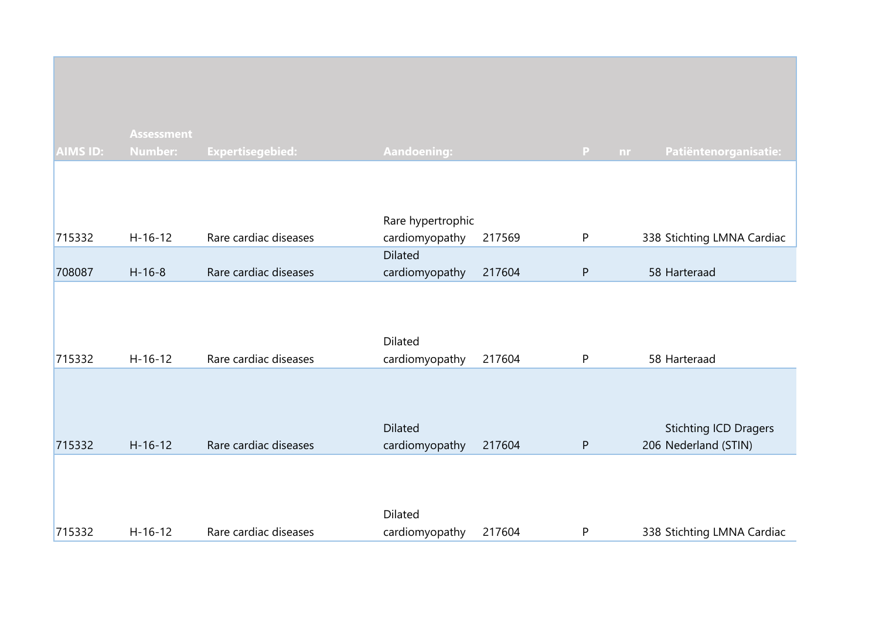| AIMS ID: | Assessment Number: | Expertisegebied: | Aandoening: | | P | nr | Patiëntenorganisatie: |
|---|---|---|---|---|---|---|---|
| 715332 | H-16-12 | Rare cardiac diseases | Rare hypertrophic cardiomyopathy | 217569 | P | 338 | Stichting LMNA Cardiac |
| 708087 | H-16-8 | Rare cardiac diseases | Dilated cardiomyopathy | 217604 | P | 58 | Harteraad |
| 715332 | H-16-12 | Rare cardiac diseases | Dilated cardiomyopathy | 217604 | P | 58 | Harteraad |
| 715332 | H-16-12 | Rare cardiac diseases | Dilated cardiomyopathy | 217604 | P | 206 | Stichting ICD Dragers Nederland (STIN) |
| 715332 | H-16-12 | Rare cardiac diseases | Dilated cardiomyopathy | 217604 | P | 338 | Stichting LMNA Cardiac |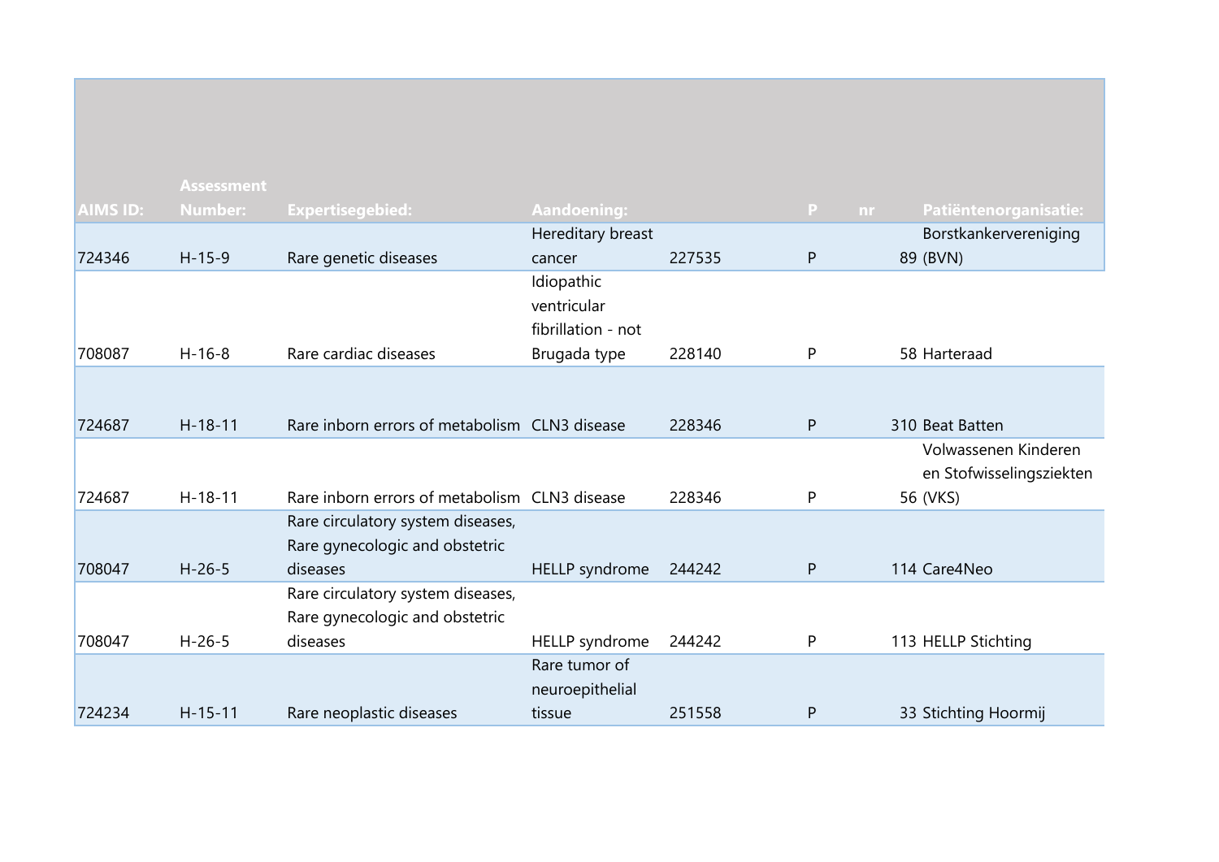| AIMS ID: | Assessment Number: | Expertisegebied: | Aandoening: | | P | nr | Patiëntenorganisatie: |
|---|---|---|---|---|---|---|---|
| 724346 | H-15-9 | Rare genetic diseases | Hereditary breast cancer | 227535 | P | 89 | Borstkankervereniging (BVN) |
| 708087 | H-16-8 | Rare cardiac diseases | Idiopathic ventricular fibrillation - not Brugada type | 228140 | P | 58 | Harteraad |
| 724687 | H-18-11 | Rare inborn errors of metabolism | CLN3 disease | 228346 | P | 310 | Beat Batten |
| 724687 | H-18-11 | Rare inborn errors of metabolism | CLN3 disease | 228346 | P | 56 | Volwassenen Kinderen en Stofwisselingsziekten (VKS) |
| 708047 | H-26-5 | Rare circulatory system diseases, Rare gynecologic and obstetric diseases | HELLP syndrome | 244242 | P | 114 | Care4Neo |
| 708047 | H-26-5 | Rare circulatory system diseases, Rare gynecologic and obstetric diseases | HELLP syndrome | 244242 | P | 113 | HELLP Stichting |
| 724234 | H-15-11 | Rare neoplastic diseases | Rare tumor of neuroepithelial tissue | 251558 | P | 33 | Stichting Hoormij |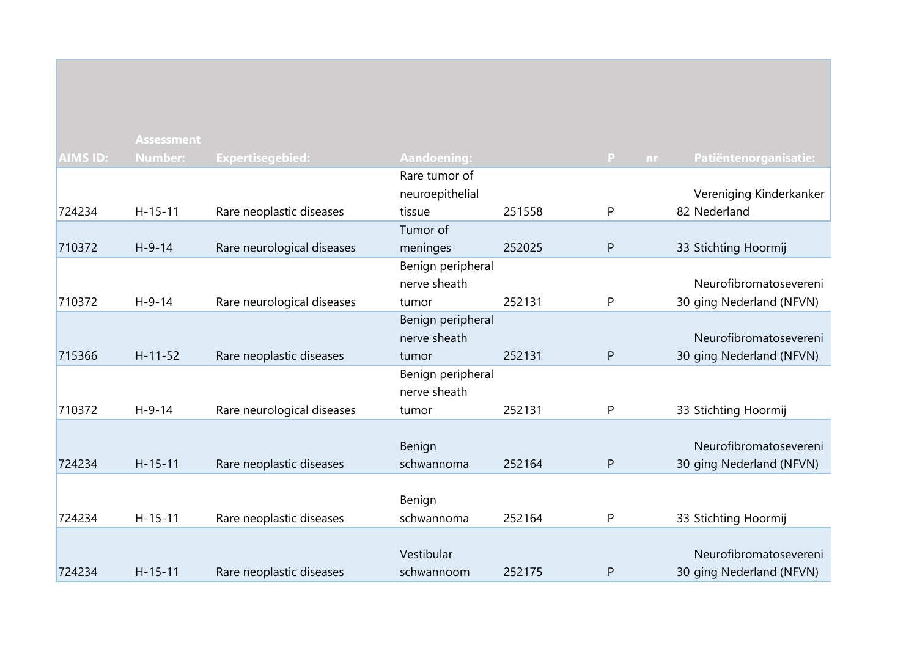| AIMS ID: | Assessment Number: | Expertisegebied: | Aandoening: | | P | nr | Patiëntenorganisatie: |
|---|---|---|---|---|---|---|---|
| 724234 | H-15-11 | Rare neoplastic diseases | Rare tumor of neuroepithelial tissue | 251558 | P | 82 | Vereniging Kinderkanker Nederland |
| 710372 | H-9-14 | Rare neurological diseases | Tumor of meninges | 252025 | P | 33 | Stichting Hoormij |
| 710372 | H-9-14 | Rare neurological diseases | Benign peripheral nerve sheath tumor | 252131 | P | 30 | Neurofibromatosevereniging Nederland (NFVN) |
| 715366 | H-11-52 | Rare neoplastic diseases | Benign peripheral nerve sheath tumor | 252131 | P | 30 | Neurofibromatosevereniging Nederland (NFVN) |
| 710372 | H-9-14 | Rare neurological diseases | Benign peripheral nerve sheath tumor | 252131 | P | 33 | Stichting Hoormij |
| 724234 | H-15-11 | Rare neoplastic diseases | Benign schwannoma | 252164 | P | 30 | Neurofibromatosevereniging Nederland (NFVN) |
| 724234 | H-15-11 | Rare neoplastic diseases | Benign schwannoma | 252164 | P | 33 | Stichting Hoormij |
| 724234 | H-15-11 | Rare neoplastic diseases | Vestibular schwannoom | 252175 | P | 30 | Neurofibromatosevereniging Nederland (NFVN) |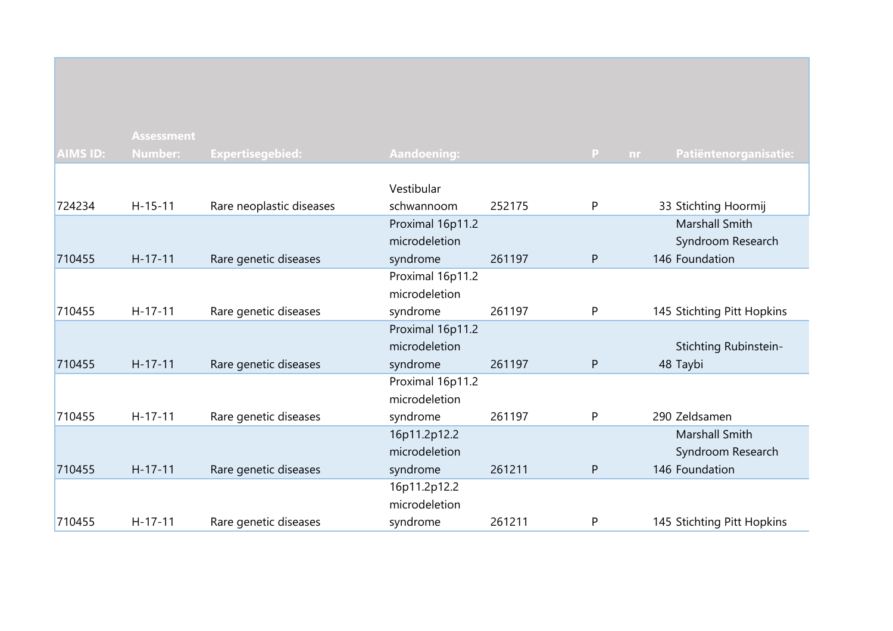| AIMS ID: | Assessment Number: | Expertisegebied: | Aandoening: | | P | nr | Patiëntenorganisatie: |
|---|---|---|---|---|---|---|---|
| 724234 | H-15-11 | Rare neoplastic diseases | Vestibular schwannoom | 252175 | P | 33 | Stichting Hoormij |
| 710455 | H-17-11 | Rare genetic diseases | Proximal 16p11.2 microdeletion syndrome | 261197 | P | 146 | Marshall Smith Syndroom Research Foundation |
| 710455 | H-17-11 | Rare genetic diseases | Proximal 16p11.2 microdeletion syndrome | 261197 | P | 145 | Stichting Pitt Hopkins |
| 710455 | H-17-11 | Rare genetic diseases | Proximal 16p11.2 microdeletion syndrome | 261197 | P | 48 | Stichting Rubinstein-Taybi |
| 710455 | H-17-11 | Rare genetic diseases | Proximal 16p11.2 microdeletion syndrome | 261197 | P | 290 | Zeldsamen |
| 710455 | H-17-11 | Rare genetic diseases | 16p11.2p12.2 microdeletion syndrome | 261211 | P | 146 | Marshall Smith Syndroom Research Foundation |
| 710455 | H-17-11 | Rare genetic diseases | 16p11.2p12.2 microdeletion syndrome | 261211 | P | 145 | Stichting Pitt Hopkins |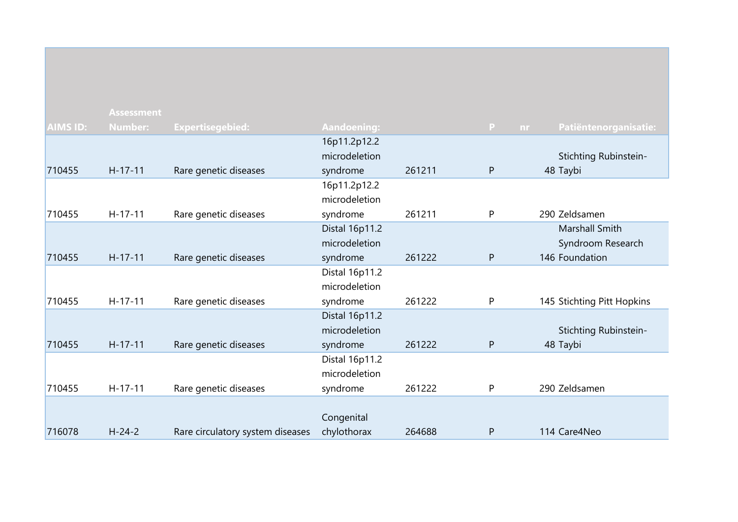| AIMS ID: | Assessment Number: | Expertisegebied: | Aandoening: | | P | nr | Patiëntenorganisatie: |
|---|---|---|---|---|---|---|---|
| 710455 | H-17-11 | Rare genetic diseases | 16p11.2p12.2 microdeletion syndrome | 261211 | P | 48 | Stichting Rubinstein-Taybi |
| 710455 | H-17-11 | Rare genetic diseases | 16p11.2p12.2 microdeletion syndrome | 261211 | P | 290 | Zeldsamen |
| 710455 | H-17-11 | Rare genetic diseases | Distal 16p11.2 microdeletion syndrome | 261222 | P | 146 | Marshall Smith Syndroom Research Foundation |
| 710455 | H-17-11 | Rare genetic diseases | Distal 16p11.2 microdeletion syndrome | 261222 | P | 145 | Stichting Pitt Hopkins |
| 710455 | H-17-11 | Rare genetic diseases | Distal 16p11.2 microdeletion syndrome | 261222 | P | 48 | Stichting Rubinstein-Taybi |
| 710455 | H-17-11 | Rare genetic diseases | Distal 16p11.2 microdeletion syndrome | 261222 | P | 290 | Zeldsamen |
| 716078 | H-24-2 | Rare circulatory system diseases | Congenital chylothorax | 264688 | P | 114 | Care4Neo |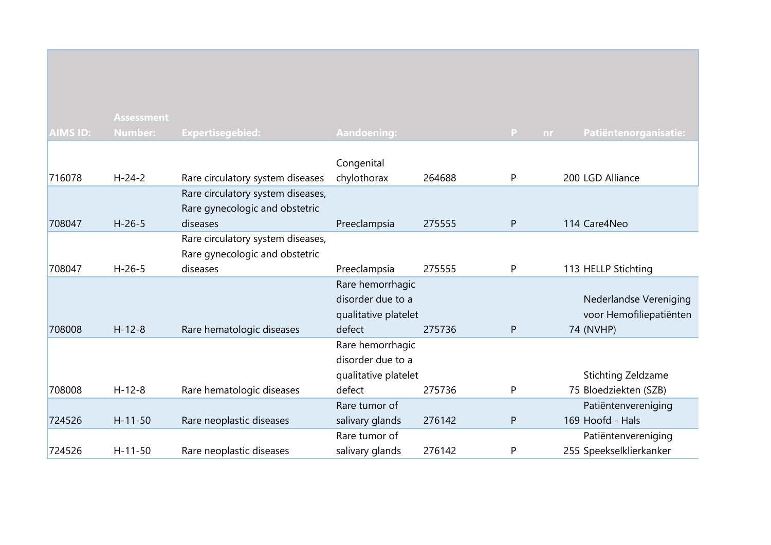| AIMS ID: | Assessment Number: | Expertisegebied: | Aandoening: | | P | nr | Patiëntenorganisatie: |
|---|---|---|---|---|---|---|---|
| 716078 | H-24-2 | Rare circulatory system diseases | Congenital chylothorax | 264688 | P | 200 | LGD Alliance |
| 708047 | H-26-5 | Rare circulatory system diseases, Rare gynecologic and obstetric diseases | Preeclampsia | 275555 | P | 114 | Care4Neo |
| 708047 | H-26-5 | Rare circulatory system diseases, Rare gynecologic and obstetric diseases | Preeclampsia | 275555 | P | 113 | HELLP Stichting |
| 708008 | H-12-8 | Rare hematologic diseases | Rare hemorrhagic disorder due to a qualitative platelet defect | 275736 | P | 74 | Nederlandse Vereniging voor Hemofiliepatiënten (NVHP) |
| 708008 | H-12-8 | Rare hematologic diseases | Rare hemorrhagic disorder due to a qualitative platelet defect | 275736 | P | 75 | Stichting Zeldzame Bloedziekten (SZB) |
| 724526 | H-11-50 | Rare neoplastic diseases | Rare tumor of salivary glands | 276142 | P | 169 | Patiëntenvereniging Hoofd - Hals |
| 724526 | H-11-50 | Rare neoplastic diseases | Rare tumor of salivary glands | 276142 | P | 255 | Patiëntenvereniging Speekselklierkanker |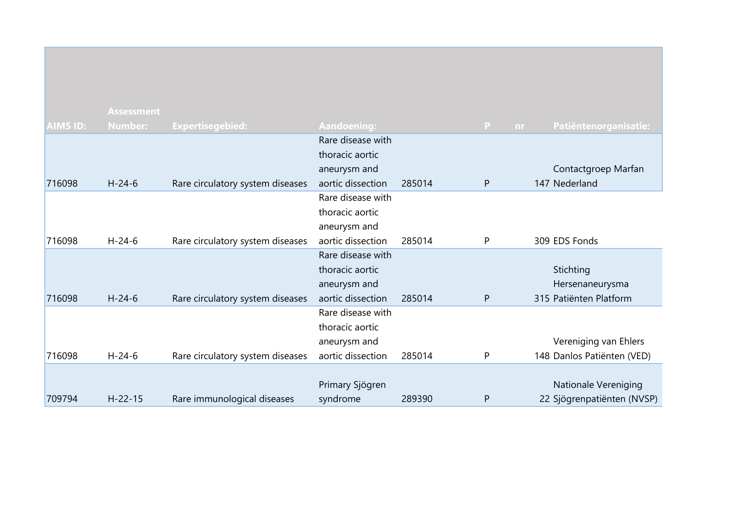| AIMS ID: | Assessment Number: | Expertisegebied: | Aandoening: | | P | nr | Patiëntenorganisatie: |
|---|---|---|---|---|---|---|---|
| 716098 | H-24-6 | Rare circulatory system diseases | Rare disease with thoracic aortic aneurysm and aortic dissection | 285014 | P | 147 | Contactgroep Marfan Nederland |
| 716098 | H-24-6 | Rare circulatory system diseases | Rare disease with thoracic aortic aneurysm and aortic dissection | 285014 | P | 309 | EDS Fonds |
| 716098 | H-24-6 | Rare circulatory system diseases | Rare disease with thoracic aortic aneurysm and aortic dissection | 285014 | P | 315 | Stichting Hersenaneurysma Patiënten Platform |
| 716098 | H-24-6 | Rare circulatory system diseases | Rare disease with thoracic aortic aneurysm and aortic dissection | 285014 | P | 148 | Vereniging van Ehlers Danlos Patiënten (VED) |
| 709794 | H-22-15 | Rare immunological diseases | Primary Sjögren syndrome | 289390 | P | 22 | Nationale Vereniging Sjögrenpatiënten (NVSP) |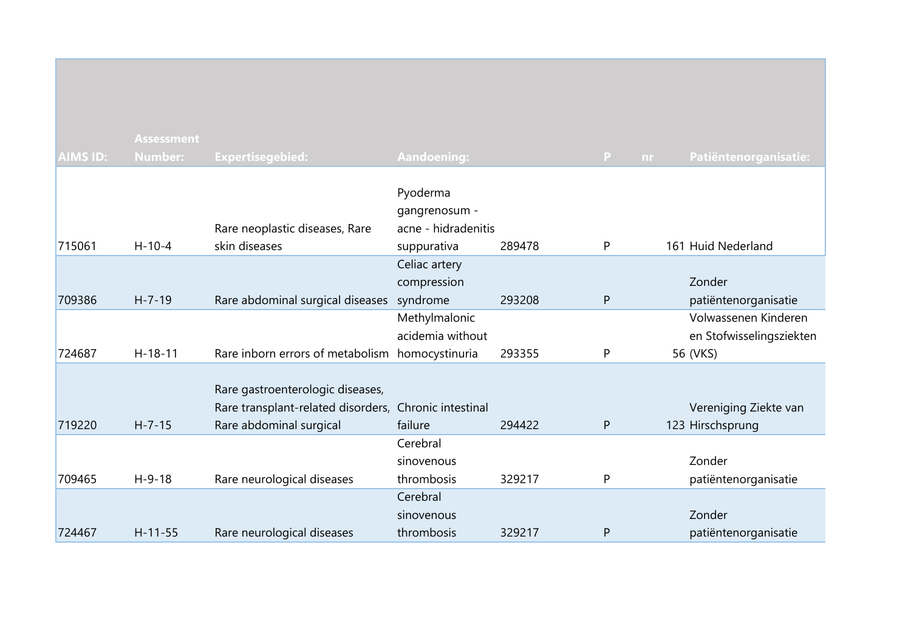| AIMS ID: | Assessment Number: | Expertisegebied: | Aandoening: | | P | nr | Patiëntenorganisatie: |
|---|---|---|---|---|---|---|---|
| 715061 | H-10-4 | Rare neoplastic diseases, Rare skin diseases | Pyoderma gangrenosum - acne - hidradenitis suppurativa | 289478 | P | 161 | Huid Nederland |
| 709386 | H-7-19 | Rare abdominal surgical diseases | Celiac artery compression syndrome | 293208 | P | | Zonder patiëntenorganisatie |
| 724687 | H-18-11 | Rare inborn errors of metabolism | Methylmalonic acidemia without homocystinuria | 293355 | P | 56 | Volwassenen Kinderen en Stofwisselingsziekten (VKS) |
| 719220 | H-7-15 | Rare gastroenterologic diseases, Rare transplant-related disorders, Rare abdominal surgical | Chronic intestinal failure | 294422 | P | 123 | Vereniging Ziekte van Hirschsprung |
| 709465 | H-9-18 | Rare neurological diseases | Cerebral sinovenous thrombosis | 329217 | P | | Zonder patiëntenorganisatie |
| 724467 | H-11-55 | Rare neurological diseases | Cerebral sinovenous thrombosis | 329217 | P | | Zonder patiëntenorganisatie |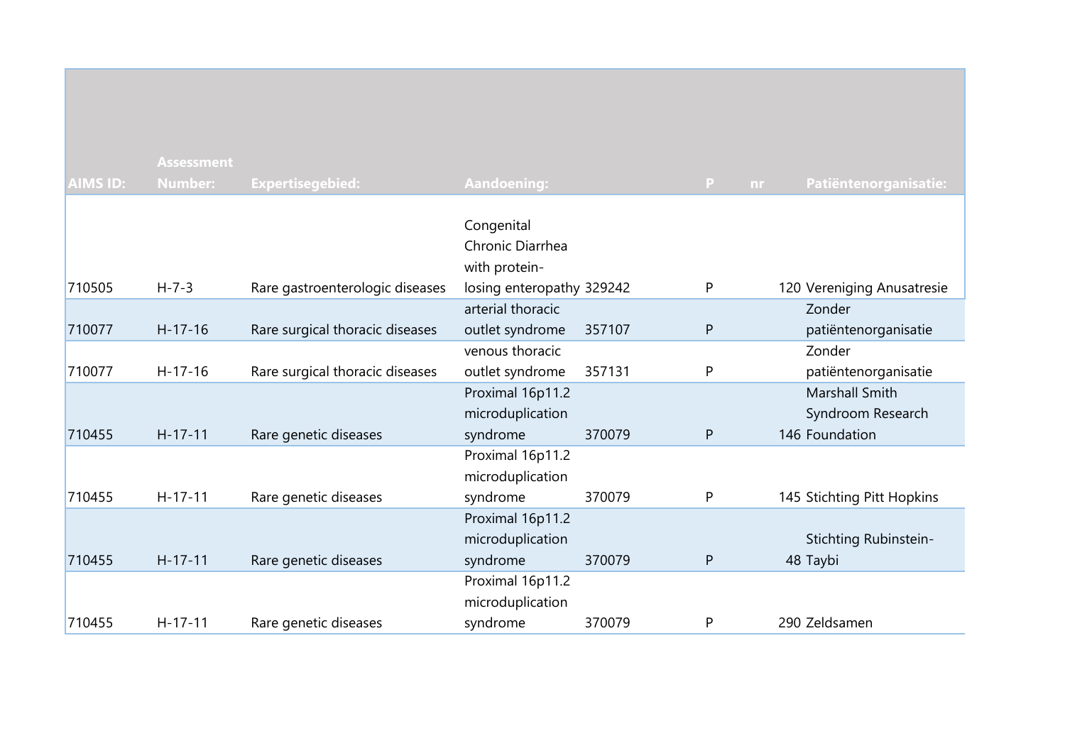| AIMS ID: | Assessment Number: | Expertisegebied: | Aandoening: | | P | nr | Patiëntenorganisatie: |
|---|---|---|---|---|---|---|---|
| 710505 | H-7-3 | Rare gastroenterologic diseases | Congenital Chronic Diarrhea with protein-losing enteropathy | 329242 | P | 120 | Vereniging Anusatresie |
| 710077 | H-17-16 | Rare surgical thoracic diseases | arterial thoracic outlet syndrome | 357107 | P | | Zonder patiëntenorganisatie |
| 710077 | H-17-16 | Rare surgical thoracic diseases | venous thoracic outlet syndrome | 357131 | P | | Zonder patiëntenorganisatie |
| 710455 | H-17-11 | Rare genetic diseases | Proximal 16p11.2 microduplication syndrome | 370079 | P | 146 | Marshall Smith Syndroom Research Foundation |
| 710455 | H-17-11 | Rare genetic diseases | Proximal 16p11.2 microduplication syndrome | 370079 | P | 145 | Stichting Pitt Hopkins |
| 710455 | H-17-11 | Rare genetic diseases | Proximal 16p11.2 microduplication syndrome | 370079 | P | 48 | Stichting Rubinstein-Taybi |
| 710455 | H-17-11 | Rare genetic diseases | Proximal 16p11.2 microduplication syndrome | 370079 | P | 290 | Zeldsamen |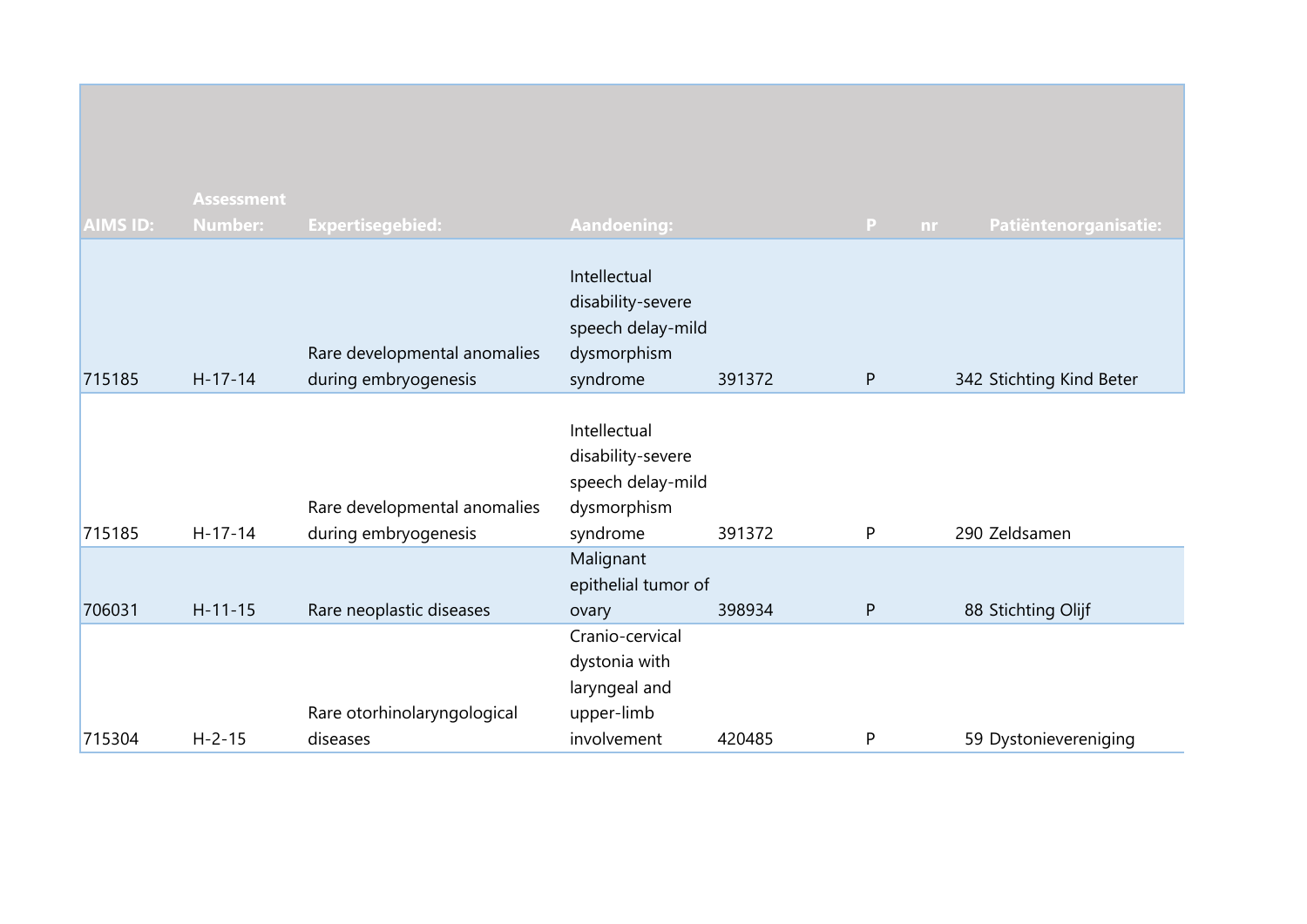| AIMS ID: | Assessment Number: | Expertisegebied: | Aandoening: | | P | nr | Patiëntenorganisatie: |
|---|---|---|---|---|---|---|---|
| 715185 | H-17-14 | Rare developmental anomalies during embryogenesis | Intellectual disability-severe speech delay-mild dysmorphism syndrome | 391372 | P | 342 | Stichting Kind Beter |
| 715185 | H-17-14 | Rare developmental anomalies during embryogenesis | Intellectual disability-severe speech delay-mild dysmorphism syndrome | 391372 | P | 290 | Zeldsamen |
| 706031 | H-11-15 | Rare neoplastic diseases | Malignant epithelial tumor of ovary | 398934 | P | 88 | Stichting Olijf |
| 715304 | H-2-15 | Rare otorhinolaryngological diseases | Cranio-cervical dystonia with laryngeal and upper-limb involvement | 420485 | P | 59 | Dystonievereniging |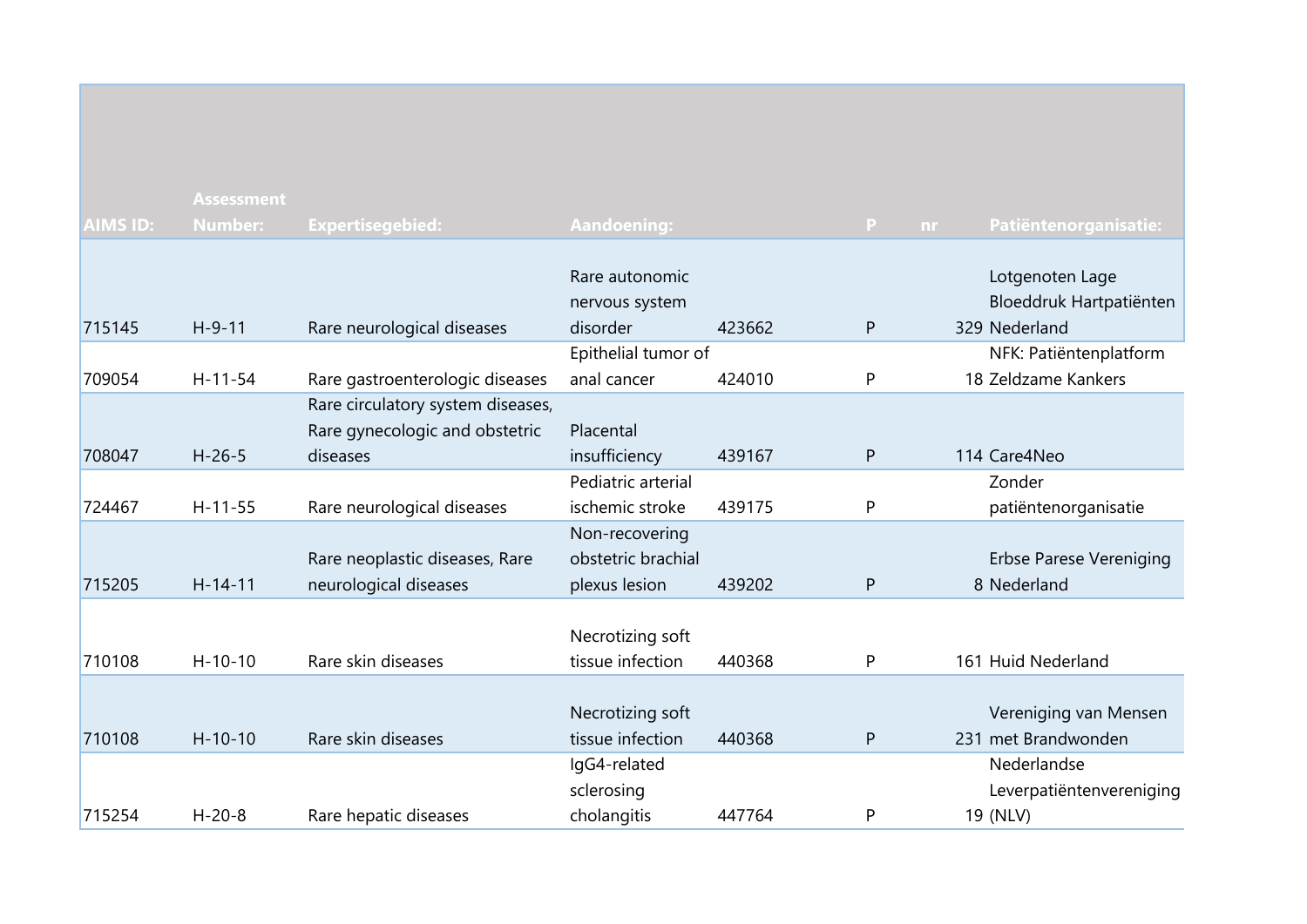| AIMS ID: | Assessment Number: | Expertisegebied: | Aandoening: | | P | nr | Patiëntenorganisatie: |
|---|---|---|---|---|---|---|---|
| 715145 | H-9-11 | Rare neurological diseases | Rare autonomic nervous system disorder | 423662 | P | 329 | Lotgenoten Lage Bloeddruk Hartpatiënten Nederland |
| 709054 | H-11-54 | Rare gastroenterologic diseases | Epithelial tumor of anal cancer | 424010 | P | 18 | NFK: Patiëntenplatform Zeldzame Kankers |
| 708047 | H-26-5 | Rare circulatory system diseases, Rare gynecologic and obstetric diseases | Placental insufficiency | 439167 | P | 114 | Care4Neo |
| 724467 | H-11-55 | Rare neurological diseases | Pediatric arterial ischemic stroke | 439175 | P | | Zonder patiëntenorganisatie |
| 715205 | H-14-11 | Rare neoplastic diseases, Rare neurological diseases | Non-recovering obstetric brachial plexus lesion | 439202 | P | 8 | Erbse Parese Vereniging Nederland |
| 710108 | H-10-10 | Rare skin diseases | Necrotizing soft tissue infection | 440368 | P | 161 | Huid Nederland |
| 710108 | H-10-10 | Rare skin diseases | Necrotizing soft tissue infection | 440368 | P | 231 | Vereniging van Mensen met Brandwonden |
| 715254 | H-20-8 | Rare hepatic diseases | IgG4-related sclerosing cholangitis | 447764 | P | 19 | Nederlandse Leverpatiëntenvereniging (NLV) |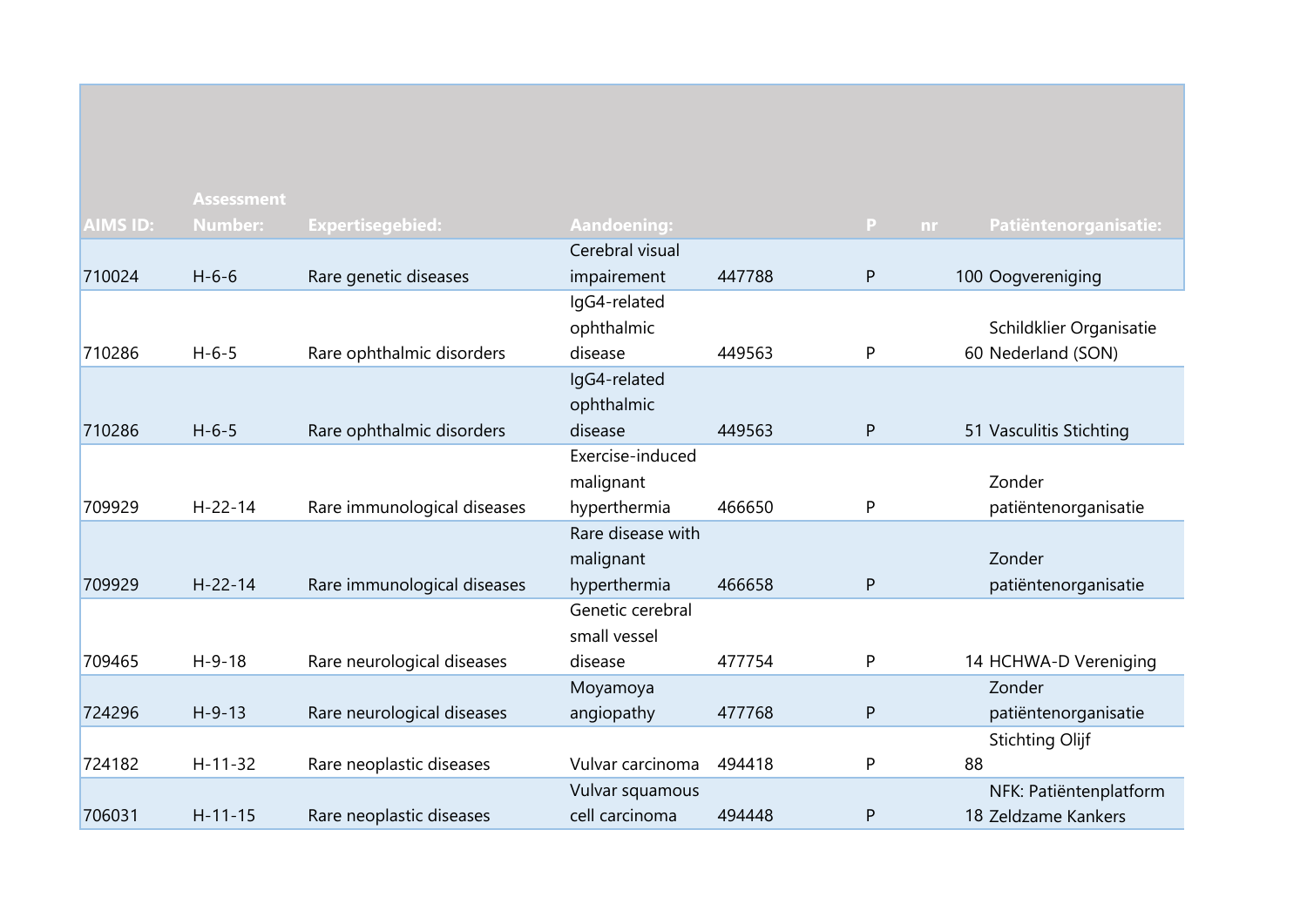| AIMS ID: | Assessment Number: | Expertisegebied: | Aandoening: | | P | nr | Patiëntenorganisatie: |
|---|---|---|---|---|---|---|---|
| 710024 | H-6-6 | Rare genetic diseases | Cerebral visual impairement | 447788 | P | 100 | Oogvereniging |
| 710286 | H-6-5 | Rare ophthalmic disorders | IgG4-related ophthalmic disease | 449563 | P | 60 | Schildklier Organisatie Nederland (SON) |
| 710286 | H-6-5 | Rare ophthalmic disorders | IgG4-related ophthalmic disease | 449563 | P | 51 | Vasculitis Stichting |
| 709929 | H-22-14 | Rare immunological diseases | Exercise-induced malignant hyperthermia | 466650 | P | | Zonder patiëntenorganisatie |
| 709929 | H-22-14 | Rare immunological diseases | Rare disease with malignant hyperthermia | 466658 | P | | Zonder patiëntenorganisatie |
| 709465 | H-9-18 | Rare neurological diseases | Genetic cerebral small vessel disease | 477754 | P | 14 | HCHWA-D Vereniging |
| 724296 | H-9-13 | Rare neurological diseases | Moyamoya angiopathy | 477768 | P | | Zonder patiëntenorganisatie |
| 724182 | H-11-32 | Rare neoplastic diseases | Vulvar carcinoma | 494418 | P | 88 | Stichting Olijf |
| 706031 | H-11-15 | Rare neoplastic diseases | Vulvar squamous cell carcinoma | 494448 | P | 18 | NFK: Patiëntenplatform Zeldzame Kankers |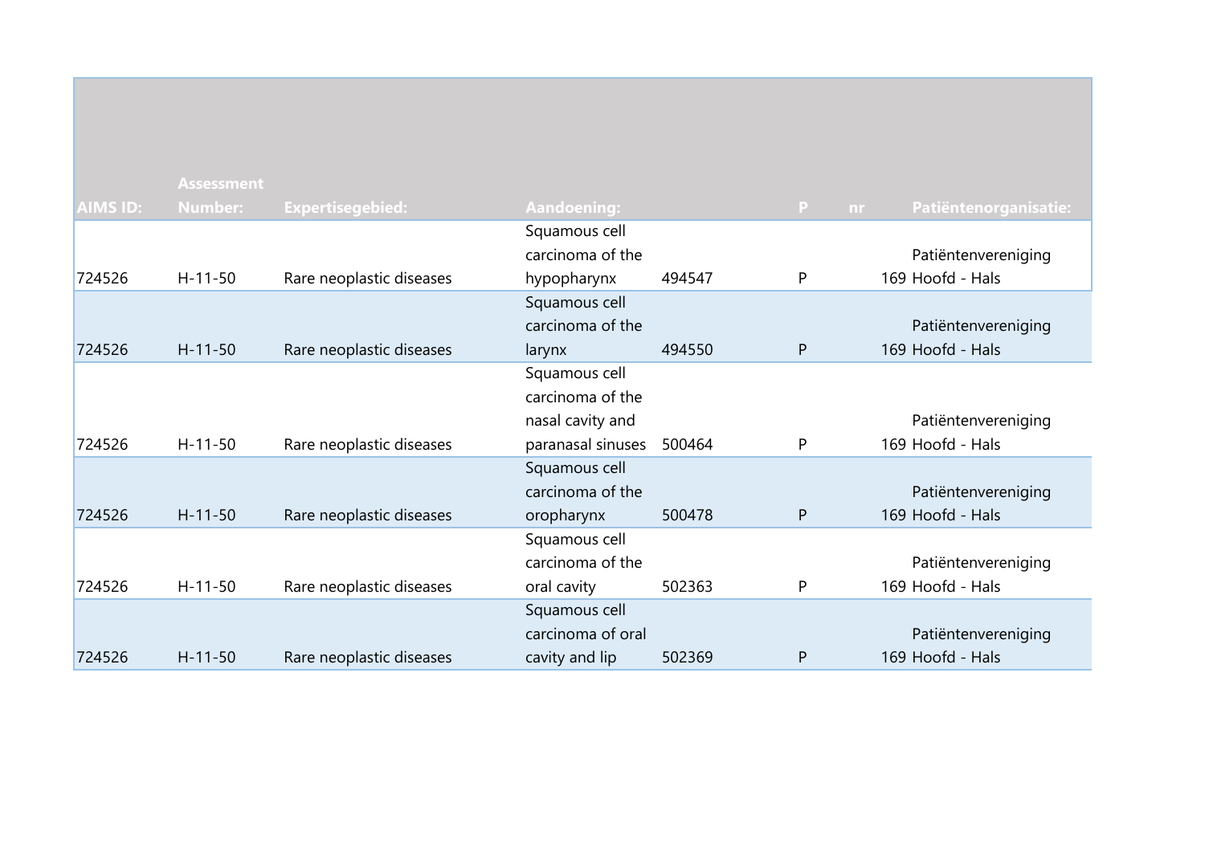| AIMS ID: | Assessment Number: | Expertisegebied: | Aandoening: | | P | nr | Patiëntenorganisatie: |
|---|---|---|---|---|---|---|---|
| 724526 | H-11-50 | Rare neoplastic diseases | Squamous cell carcinoma of the hypopharynx | 494547 | P | 169 | Patiëntenvereniging Hoofd - Hals |
| 724526 | H-11-50 | Rare neoplastic diseases | Squamous cell carcinoma of the larynx | 494550 | P | 169 | Patiëntenvereniging Hoofd - Hals |
| 724526 | H-11-50 | Rare neoplastic diseases | Squamous cell carcinoma of the nasal cavity and paranasal sinuses | 500464 | P | 169 | Patiëntenvereniging Hoofd - Hals |
| 724526 | H-11-50 | Rare neoplastic diseases | Squamous cell carcinoma of the oropharynx | 500478 | P | 169 | Patiëntenvereniging Hoofd - Hals |
| 724526 | H-11-50 | Rare neoplastic diseases | Squamous cell carcinoma of the oral cavity | 502363 | P | 169 | Patiëntenvereniging Hoofd - Hals |
| 724526 | H-11-50 | Rare neoplastic diseases | Squamous cell carcinoma of oral cavity and lip | 502369 | P | 169 | Patiëntenvereniging Hoofd - Hals |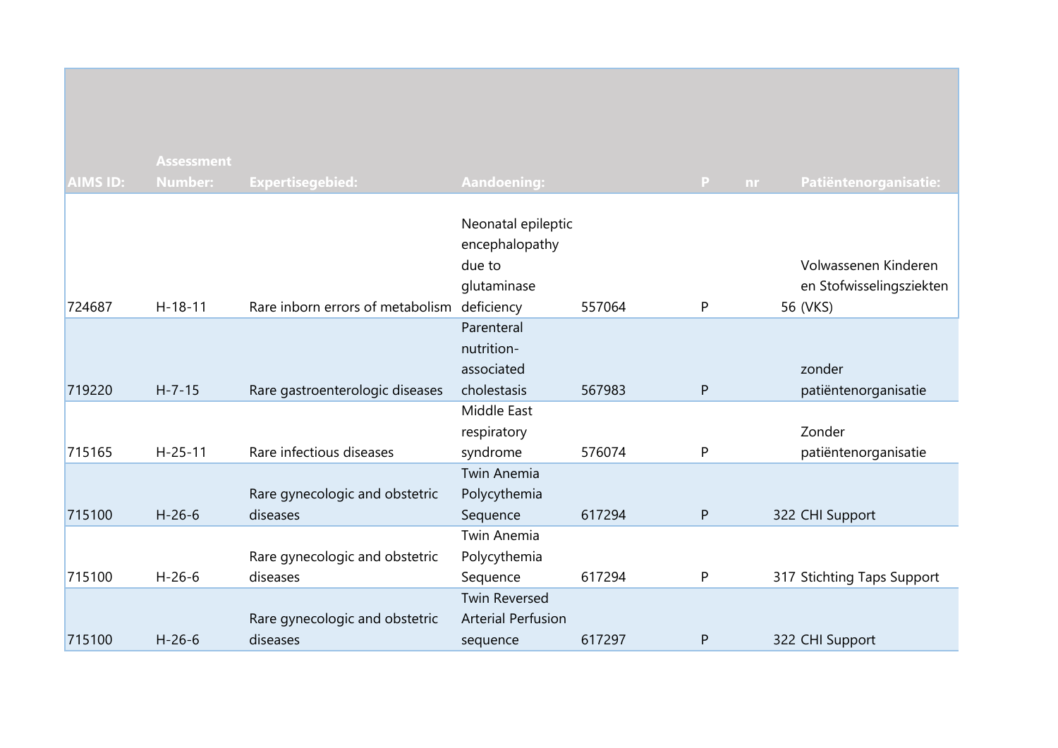| AIMS ID: | Assessment Number: | Expertisegebied: | Aandoening: | | P | nr | Patiëntenorganisatie: |
|---|---|---|---|---|---|---|---|
| 724687 | H-18-11 | Rare inborn errors of metabolism | Neonatal epileptic encephalopathy due to glutaminase deficiency | 557064 | P | 56 | Volwassenen Kinderen en Stofwisselingsziekten (VKS) |
| 719220 | H-7-15 | Rare gastroenterologic diseases | Parenteral nutrition-associated cholestasis | 567983 | P | | zonder patiëntenorganisatie |
| 715165 | H-25-11 | Rare infectious diseases | Middle East respiratory syndrome | 576074 | P | | Zonder patiëntenorganisatie |
| 715100 | H-26-6 | Rare gynecologic and obstetric diseases | Twin Anemia Polycythemia Sequence | 617294 | P | 322 | CHI Support |
| 715100 | H-26-6 | Rare gynecologic and obstetric diseases | Twin Anemia Polycythemia Sequence | 617294 | P | 317 | Stichting Taps Support |
| 715100 | H-26-6 | Rare gynecologic and obstetric diseases | Twin Reversed Arterial Perfusion sequence | 617297 | P | 322 | CHI Support |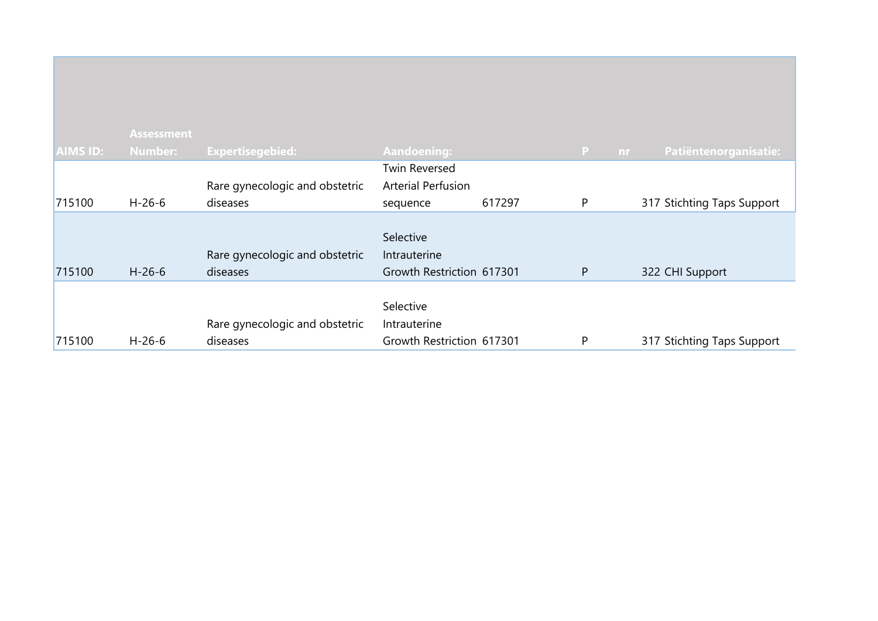| AIMS ID: | Assessment Number: | Expertisegebied: | Aandoening: | | P | nr | Patiëntenorganisatie: |
|---|---|---|---|---|---|---|---|
| 715100 | H-26-6 | Rare gynecologic and obstetric diseases | Twin Reversed Arterial Perfusion sequence | 617297 | P | 317 | Stichting Taps Support |
| 715100 | H-26-6 | Rare gynecologic and obstetric diseases | Selective Intrauterine Growth Restriction | 617301 | P | 322 | CHI Support |
| 715100 | H-26-6 | Rare gynecologic and obstetric diseases | Selective Intrauterine Growth Restriction | 617301 | P | 317 | Stichting Taps Support |